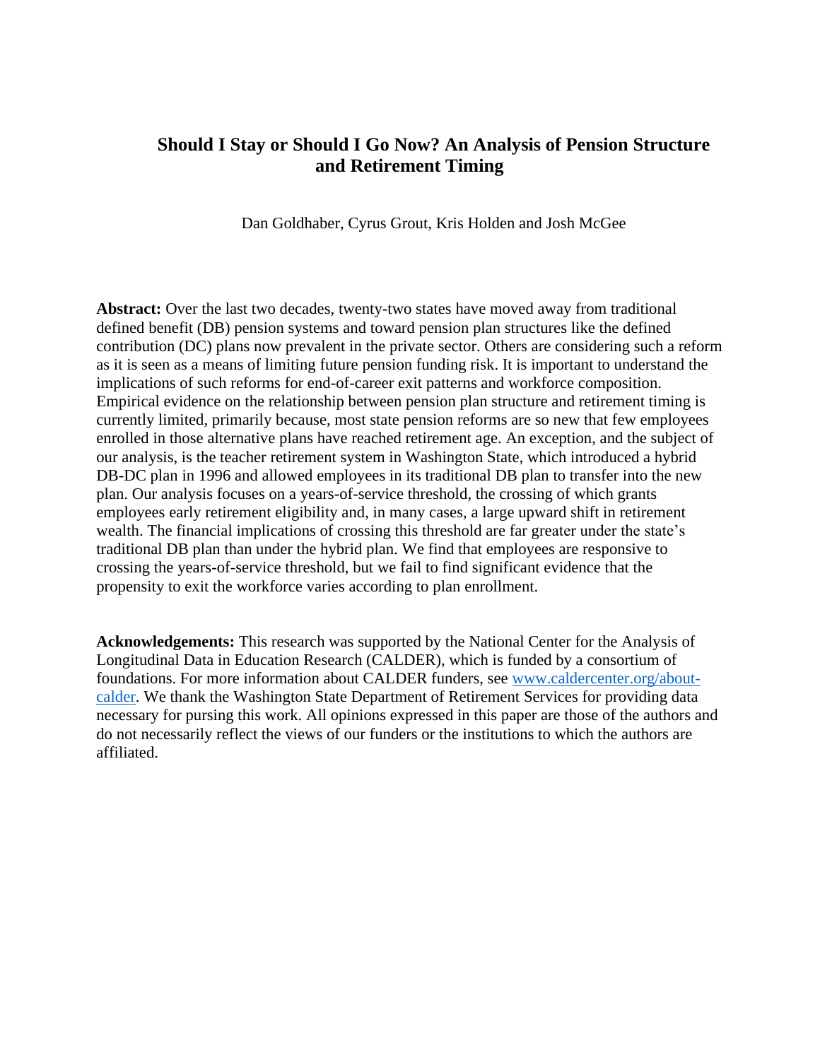# Should I Stay or Should I Go Now? An Analysis of Pension Structure and Retirement Timing

Dan Goldhaber, Cyrus Grout, Kris Holden and Josh McGee

**Abstract:** Over the last two decades, twenty-two states have moved away from traditional defined benefit (DB) pension systems and toward pension plan structures like the defined contribution (DC) plans now prevalent in the private sector. Others are considering such a reform as it is seen as a means of limiting future pension funding risk. It is important to understand the implications of such reforms for end-of-career exit patterns and workforce composition. Empirical evidence on the relationship between pension plan structure and retirement timing is currently limited, primarily because, most state pension reforms are so new that few employees enrolled in those alternative plans have reached retirement age. An exception, and the subject of our analysis, is the teacher retirement system in Washington State, which introduced a hybrid DB-DC plan in 1996 and allowed employees in its traditional DB plan to transfer into the new plan. Our analysis focuses on a years-of-service threshold, the crossing of which grants employees early retirement eligibility and, in many cases, a large upward shift in retirement wealth. The financial implications of crossing this threshold are far greater under the state's traditional DB plan than under the hybrid plan. We find that employees are responsive to crossing the years-of-service threshold, but we fail to find significant evidence that the propensity to exit the workforce varies according to plan enrollment.

**Acknowledgements:** This research was supported by the National Center for the Analysis of Longitudinal Data in Education Research (CALDER), which is funded by a consortium of foundations. For more information about CALDER funders, see [www.caldercenter.org/about-calder](www.caldercenter.org/about-calder). We thank the Washington State Department of Retirement Services for providing data necessary for pursing this work. All opinions expressed in this paper are those of the authors and do not necessarily reflect the views of our funders or the institutions to which the authors are affiliated.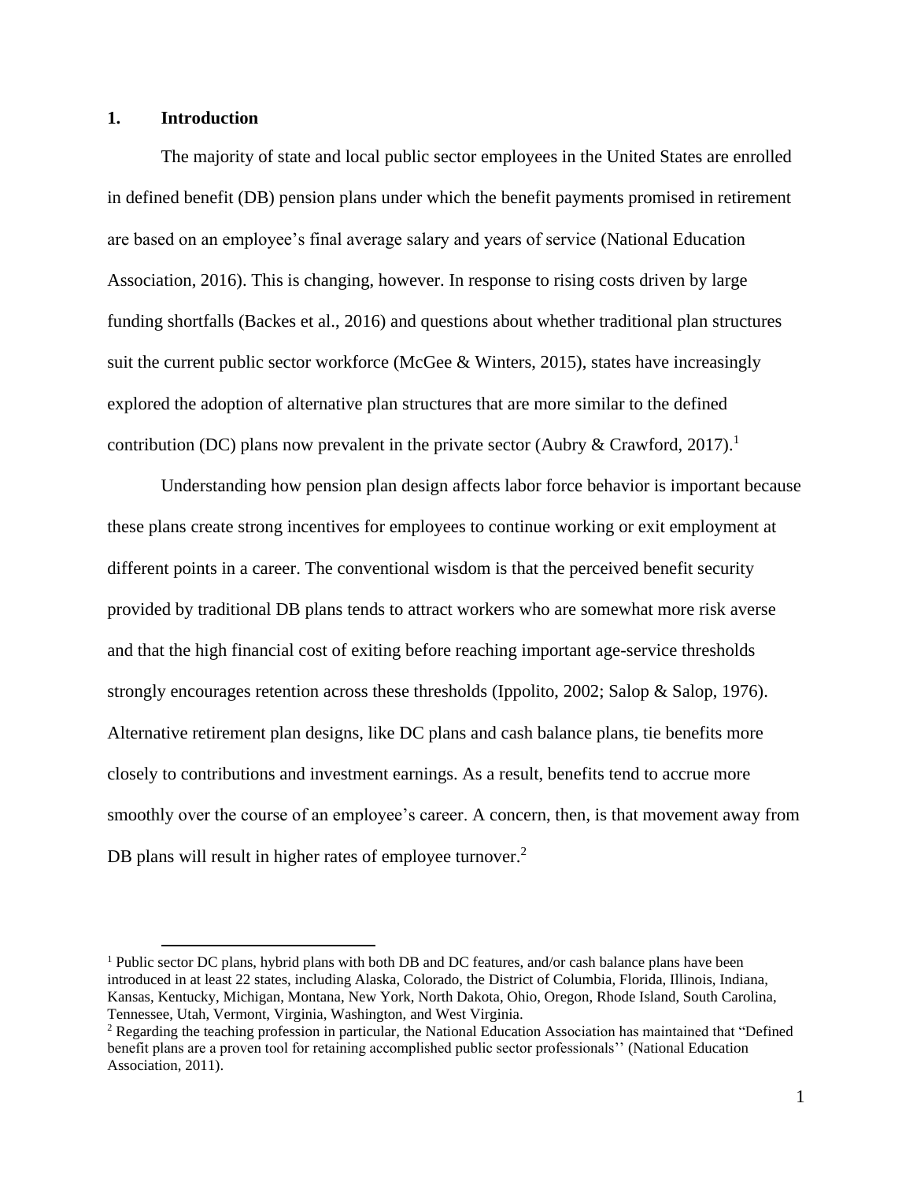# 1. Introduction

The majority of state and local public sector employees in the United States are enrolled in defined benefit (DB) pension plans under which the benefit payments promised in retirement are based on an employee's final average salary and years of service (National Education Association, 2016). This is changing, however. In response to rising costs driven by large funding shortfalls (Backes et al., 2016) and questions about whether traditional plan structures suit the current public sector workforce (McGee & Winters, 2015), states have increasingly explored the adoption of alternative plan structures that are more similar to the defined contribution (DC) plans now prevalent in the private sector (Aubry & Crawford, 2017).[1]

Understanding how pension plan design affects labor force behavior is important because these plans create strong incentives for employees to continue working or exit employment at different points in a career. The conventional wisdom is that the perceived benefit security provided by traditional DB plans tends to attract workers who are somewhat more risk averse and that the high financial cost of exiting before reaching important age-service thresholds strongly encourages retention across these thresholds (Ippolito, 2002; Salop & Salop, 1976). Alternative retirement plan designs, like DC plans and cash balance plans, tie benefits more closely to contributions and investment earnings. As a result, benefits tend to accrue more smoothly over the course of an employee's career. A concern, then, is that movement away from DB plans will result in higher rates of employee turnover.[2]

[1] Public sector DC plans, hybrid plans with both DB and DC features, and/or cash balance plans have been introduced in at least 22 states, including Alaska, Colorado, the District of Columbia, Florida, Illinois, Indiana, Kansas, Kentucky, Michigan, Montana, New York, North Dakota, Ohio, Oregon, Rhode Island, South Carolina, Tennessee, Utah, Vermont, Virginia, Washington, and West Virginia.

[2] Regarding the teaching profession in particular, the National Education Association has maintained that "Defined benefit plans are a proven tool for retaining accomplished public sector professionals'' (National Education Association, 2011).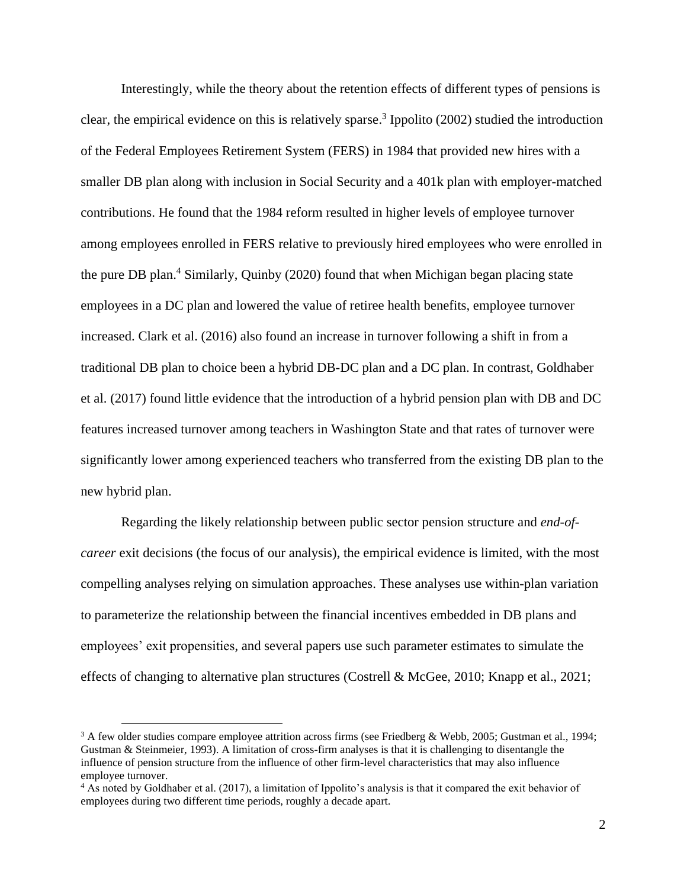Interestingly, while the theory about the retention effects of different types of pensions is clear, the empirical evidence on this is relatively sparse.[3] Ippolito (2002) studied the introduction of the Federal Employees Retirement System (FERS) in 1984 that provided new hires with a smaller DB plan along with inclusion in Social Security and a 401k plan with employer-matched contributions. He found that the 1984 reform resulted in higher levels of employee turnover among employees enrolled in FERS relative to previously hired employees who were enrolled in the pure DB plan.[4] Similarly, Quinby (2020) found that when Michigan began placing state employees in a DC plan and lowered the value of retiree health benefits, employee turnover increased. Clark et al. (2016) also found an increase in turnover following a shift in from a traditional DB plan to choice been a hybrid DB-DC plan and a DC plan. In contrast, Goldhaber et al. (2017) found little evidence that the introduction of a hybrid pension plan with DB and DC features increased turnover among teachers in Washington State and that rates of turnover were significantly lower among experienced teachers who transferred from the existing DB plan to the new hybrid plan.

Regarding the likely relationship between public sector pension structure and *end-of-career* exit decisions (the focus of our analysis), the empirical evidence is limited, with the most compelling analyses relying on simulation approaches. These analyses use within-plan variation to parameterize the relationship between the financial incentives embedded in DB plans and employees' exit propensities, and several papers use such parameter estimates to simulate the effects of changing to alternative plan structures (Costrell & McGee, 2010; Knapp et al., 2021;

[3] A few older studies compare employee attrition across firms (see Friedberg & Webb, 2005; Gustman et al., 1994; Gustman & Steinmeier, 1993). A limitation of cross-firm analyses is that it is challenging to disentangle the influence of pension structure from the influence of other firm-level characteristics that may also influence employee turnover.

[4] As noted by Goldhaber et al. (2017), a limitation of Ippolito's analysis is that it compared the exit behavior of employees during two different time periods, roughly a decade apart.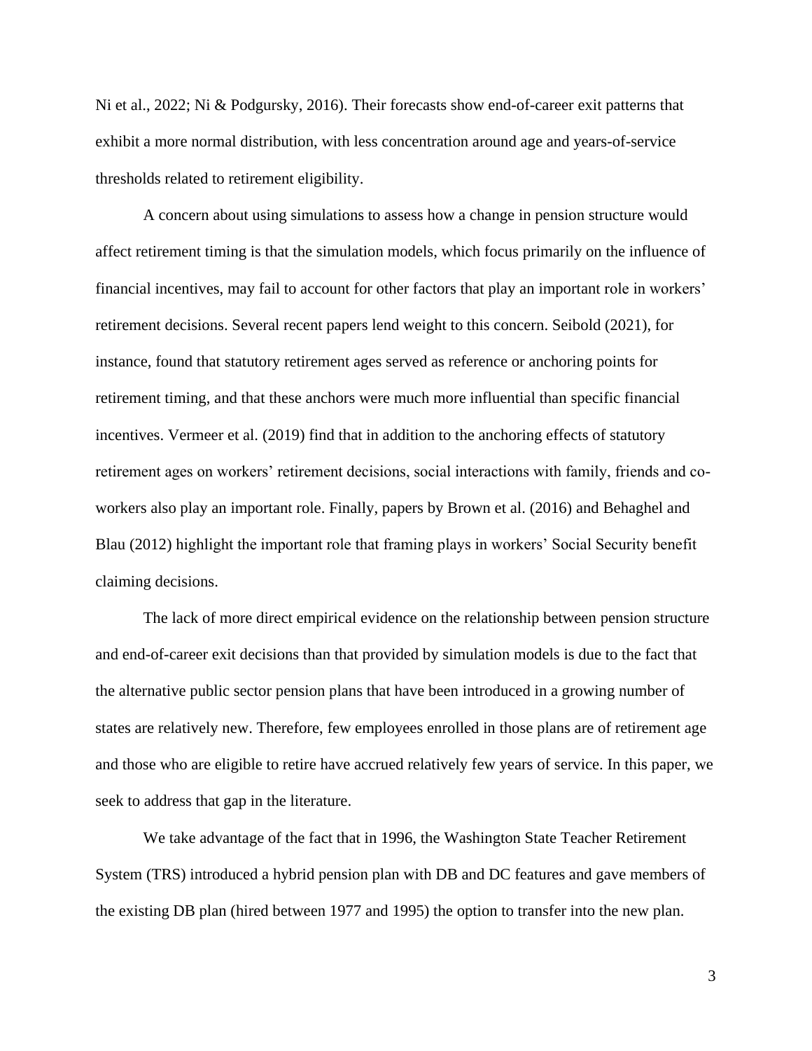Ni et al., 2022; Ni & Podgursky, 2016). Their forecasts show end-of-career exit patterns that exhibit a more normal distribution, with less concentration around age and years-of-service thresholds related to retirement eligibility.

A concern about using simulations to assess how a change in pension structure would affect retirement timing is that the simulation models, which focus primarily on the influence of financial incentives, may fail to account for other factors that play an important role in workers' retirement decisions. Several recent papers lend weight to this concern. Seibold (2021), for instance, found that statutory retirement ages served as reference or anchoring points for retirement timing, and that these anchors were much more influential than specific financial incentives. Vermeer et al. (2019) find that in addition to the anchoring effects of statutory retirement ages on workers' retirement decisions, social interactions with family, friends and co-workers also play an important role. Finally, papers by Brown et al. (2016) and Behaghel and Blau (2012) highlight the important role that framing plays in workers' Social Security benefit claiming decisions.

The lack of more direct empirical evidence on the relationship between pension structure and end-of-career exit decisions than that provided by simulation models is due to the fact that the alternative public sector pension plans that have been introduced in a growing number of states are relatively new. Therefore, few employees enrolled in those plans are of retirement age and those who are eligible to retire have accrued relatively few years of service. In this paper, we seek to address that gap in the literature.

We take advantage of the fact that in 1996, the Washington State Teacher Retirement System (TRS) introduced a hybrid pension plan with DB and DC features and gave members of the existing DB plan (hired between 1977 and 1995) the option to transfer into the new plan.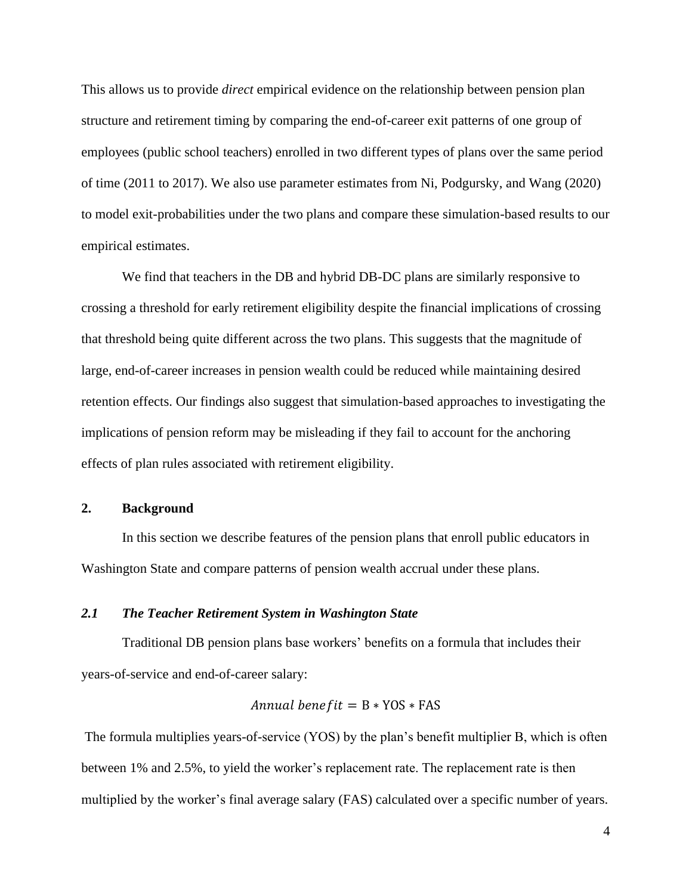This allows us to provide *direct* empirical evidence on the relationship between pension plan structure and retirement timing by comparing the end-of-career exit patterns of one group of employees (public school teachers) enrolled in two different types of plans over the same period of time (2011 to 2017). We also use parameter estimates from Ni, Podgursky, and Wang (2020) to model exit-probabilities under the two plans and compare these simulation-based results to our empirical estimates.

We find that teachers in the DB and hybrid DB-DC plans are similarly responsive to crossing a threshold for early retirement eligibility despite the financial implications of crossing that threshold being quite different across the two plans. This suggests that the magnitude of large, end-of-career increases in pension wealth could be reduced while maintaining desired retention effects. Our findings also suggest that simulation-based approaches to investigating the implications of pension reform may be misleading if they fail to account for the anchoring effects of plan rules associated with retirement eligibility.

## 2. Background

In this section we describe features of the pension plans that enroll public educators in Washington State and compare patterns of pension wealth accrual under these plans.

### *2.1 The Teacher Retirement System in Washington State*

Traditional DB pension plans base workers' benefits on a formula that includes their years-of-service and end-of-career salary:

$$Annual\ benefit = \text{B} * \text{YOS} * \text{FAS}$$

The formula multiplies years-of-service (YOS) by the plan's benefit multiplier B, which is often between 1% and 2.5%, to yield the worker's replacement rate. The replacement rate is then multiplied by the worker's final average salary (FAS) calculated over a specific number of years.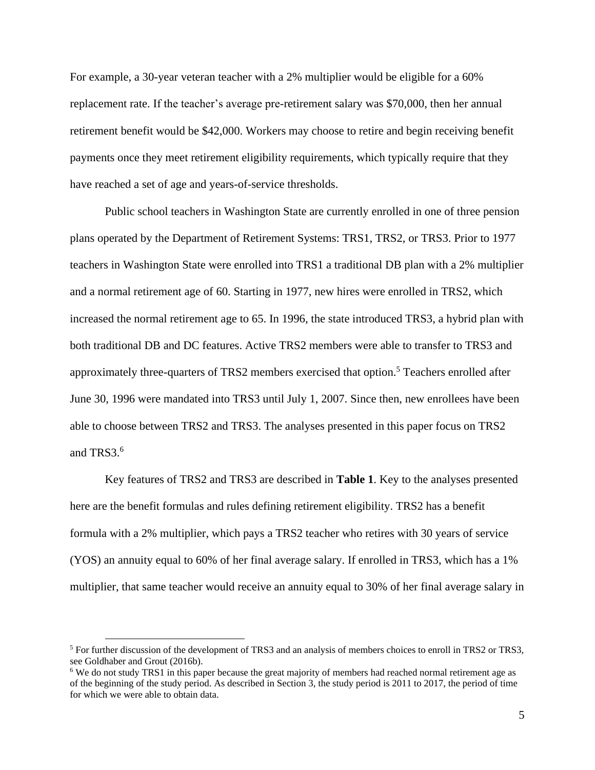For example, a 30-year veteran teacher with a 2% multiplier would be eligible for a 60% replacement rate. If the teacher's average pre-retirement salary was $70,000, then her annual retirement benefit would be $42,000. Workers may choose to retire and begin receiving benefit payments once they meet retirement eligibility requirements, which typically require that they have reached a set of age and years-of-service thresholds.

Public school teachers in Washington State are currently enrolled in one of three pension plans operated by the Department of Retirement Systems: TRS1, TRS2, or TRS3. Prior to 1977 teachers in Washington State were enrolled into TRS1 a traditional DB plan with a 2% multiplier and a normal retirement age of 60. Starting in 1977, new hires were enrolled in TRS2, which increased the normal retirement age to 65. In 1996, the state introduced TRS3, a hybrid plan with both traditional DB and DC features. Active TRS2 members were able to transfer to TRS3 and approximately three-quarters of TRS2 members exercised that option.[5] Teachers enrolled after June 30, 1996 were mandated into TRS3 until July 1, 2007. Since then, new enrollees have been able to choose between TRS2 and TRS3. The analyses presented in this paper focus on TRS2 and TRS3.[6]

Key features of TRS2 and TRS3 are described in **Table 1**. Key to the analyses presented here are the benefit formulas and rules defining retirement eligibility. TRS2 has a benefit formula with a 2% multiplier, which pays a TRS2 teacher who retires with 30 years of service (YOS) an annuity equal to 60% of her final average salary. If enrolled in TRS3, which has a 1% multiplier, that same teacher would receive an annuity equal to 30% of her final average salary in

---

[5] For further discussion of the development of TRS3 and an analysis of members choices to enroll in TRS2 or TRS3, see Goldhaber and Grout (2016b).

[6] We do not study TRS1 in this paper because the great majority of members had reached normal retirement age as of the beginning of the study period. As described in Section 3, the study period is 2011 to 2017, the period of time for which we were able to obtain data.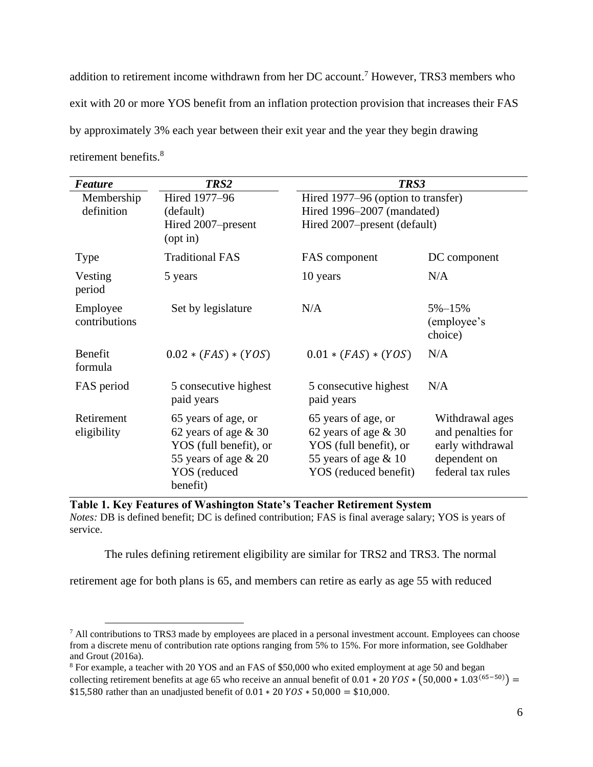addition to retirement income withdrawn from her DC account.[7] However, TRS3 members who exit with 20 or more YOS benefit from an inflation protection provision that increases their FAS by approximately 3% each year between their exit year and the year they begin drawing retirement benefits.[8]

| *Feature* | *TRS2* | *TRS3* | |
|---|---|---|---|
| Membership definition | Hired 1977–96 (default) Hired 2007–present (opt in) | Hired 1977–96 (option to transfer) Hired 1996–2007 (mandated) Hired 2007–present (default) | |
| Type | Traditional FAS | FAS component | DC component |
| Vesting period | 5 years | 10 years | N/A |
| Employee contributions | Set by legislature | N/A | 5%–15% (employee's choice) |
| Benefit formula | $0.02 * (FAS) * (YOS)$ | $0.01 * (FAS) * (YOS)$ | N/A |
| FAS period | 5 consecutive highest paid years | 5 consecutive highest paid years | N/A |
| Retirement eligibility | 65 years of age, or 62 years of age & 30 YOS (full benefit), or 55 years of age & 20 YOS (reduced benefit) | 65 years of age, or 62 years of age & 30 YOS (full benefit), or 55 years of age & 10 YOS (reduced benefit) | Withdrawal ages and penalties for early withdrawal dependent on federal tax rules |

**Table 1. Key Features of Washington State's Teacher Retirement System**
*Notes:* DB is defined benefit; DC is defined contribution; FAS is final average salary; YOS is years of service.

The rules defining retirement eligibility are similar for TRS2 and TRS3. The normal retirement age for both plans is 65, and members can retire as early as age 55 with reduced

[7] All contributions to TRS3 made by employees are placed in a personal investment account. Employees can choose from a discrete menu of contribution rate options ranging from 5% to 15%. For more information, see Goldhaber and Grout (2016a).

[8] For example, a teacher with 20 YOS and an FAS of \$50,000 who exited employment at age 50 and began collecting retirement benefits at age 65 who receive an annual benefit of $0.01 * 20\ YOS * \left(50{,}000 * 1.03^{(65-50)}\right) = \$15{,}580$ rather than an unadjusted benefit of $0.01 * 20\ YOS * 50{,}000 = \$10{,}000$.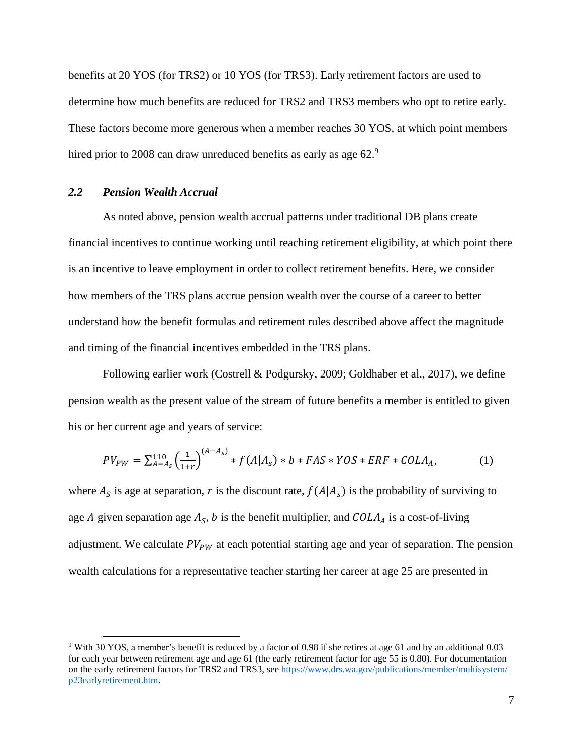benefits at 20 YOS (for TRS2) or 10 YOS (for TRS3). Early retirement factors are used to determine how much benefits are reduced for TRS2 and TRS3 members who opt to retire early. These factors become more generous when a member reaches 30 YOS, at which point members hired prior to 2008 can draw unreduced benefits as early as age 62.[9]

### *2.2 Pension Wealth Accrual*

As noted above, pension wealth accrual patterns under traditional DB plans create financial incentives to continue working until reaching retirement eligibility, at which point there is an incentive to leave employment in order to collect retirement benefits. Here, we consider how members of the TRS plans accrue pension wealth over the course of a career to better understand how the benefit formulas and retirement rules described above affect the magnitude and timing of the financial incentives embedded in the TRS plans.

Following earlier work (Costrell & Podgursky, 2009; Goldhaber et al., 2017), we define pension wealth as the present value of the stream of future benefits a member is entitled to given his or her current age and years of service:

$$PV_{PW} = \sum_{A=A_S}^{110} \left(\frac{1}{1+r}\right)^{(A-A_S)} * f(A|A_S) * b * FAS * YOS * ERF * COLA_A, \qquad (1)$$

where $A_S$ is age at separation, $r$ is the discount rate, $f(A|A_S)$ is the probability of surviving to age $A$ given separation age $A_S$, $b$ is the benefit multiplier, and $COLA_A$ is a cost-of-living adjustment. We calculate $PV_{PW}$ at each potential starting age and year of separation. The pension wealth calculations for a representative teacher starting her career at age 25 are presented in

[9] With 30 YOS, a member's benefit is reduced by a factor of 0.98 if she retires at age 61 and by an additional 0.03 for each year between retirement age and age 61 (the early retirement factor for age 55 is 0.80). For documentation on the early retirement factors for TRS2 and TRS3, see https://www.drs.wa.gov/publications/member/multisystem/p23earlyretirement.htm.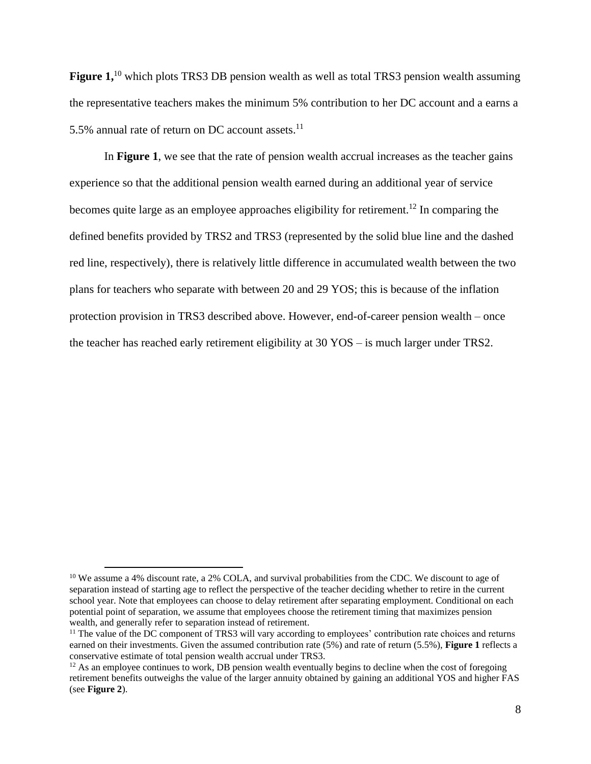**Figure 1,**[10] which plots TRS3 DB pension wealth as well as total TRS3 pension wealth assuming the representative teachers makes the minimum 5% contribution to her DC account and a earns a 5.5% annual rate of return on DC account assets.[11]

In **Figure 1**, we see that the rate of pension wealth accrual increases as the teacher gains experience so that the additional pension wealth earned during an additional year of service becomes quite large as an employee approaches eligibility for retirement.[12] In comparing the defined benefits provided by TRS2 and TRS3 (represented by the solid blue line and the dashed red line, respectively), there is relatively little difference in accumulated wealth between the two plans for teachers who separate with between 20 and 29 YOS; this is because of the inflation protection provision in TRS3 described above. However, end-of-career pension wealth – once the teacher has reached early retirement eligibility at 30 YOS – is much larger under TRS2.

---

[10] We assume a 4% discount rate, a 2% COLA, and survival probabilities from the CDC. We discount to age of separation instead of starting age to reflect the perspective of the teacher deciding whether to retire in the current school year. Note that employees can choose to delay retirement after separating employment. Conditional on each potential point of separation, we assume that employees choose the retirement timing that maximizes pension wealth, and generally refer to separation instead of retirement.

[11] The value of the DC component of TRS3 will vary according to employees' contribution rate choices and returns earned on their investments. Given the assumed contribution rate (5%) and rate of return (5.5%), **Figure 1** reflects a conservative estimate of total pension wealth accrual under TRS3.

[12] As an employee continues to work, DB pension wealth eventually begins to decline when the cost of foregoing retirement benefits outweighs the value of the larger annuity obtained by gaining an additional YOS and higher FAS (see **Figure 2**).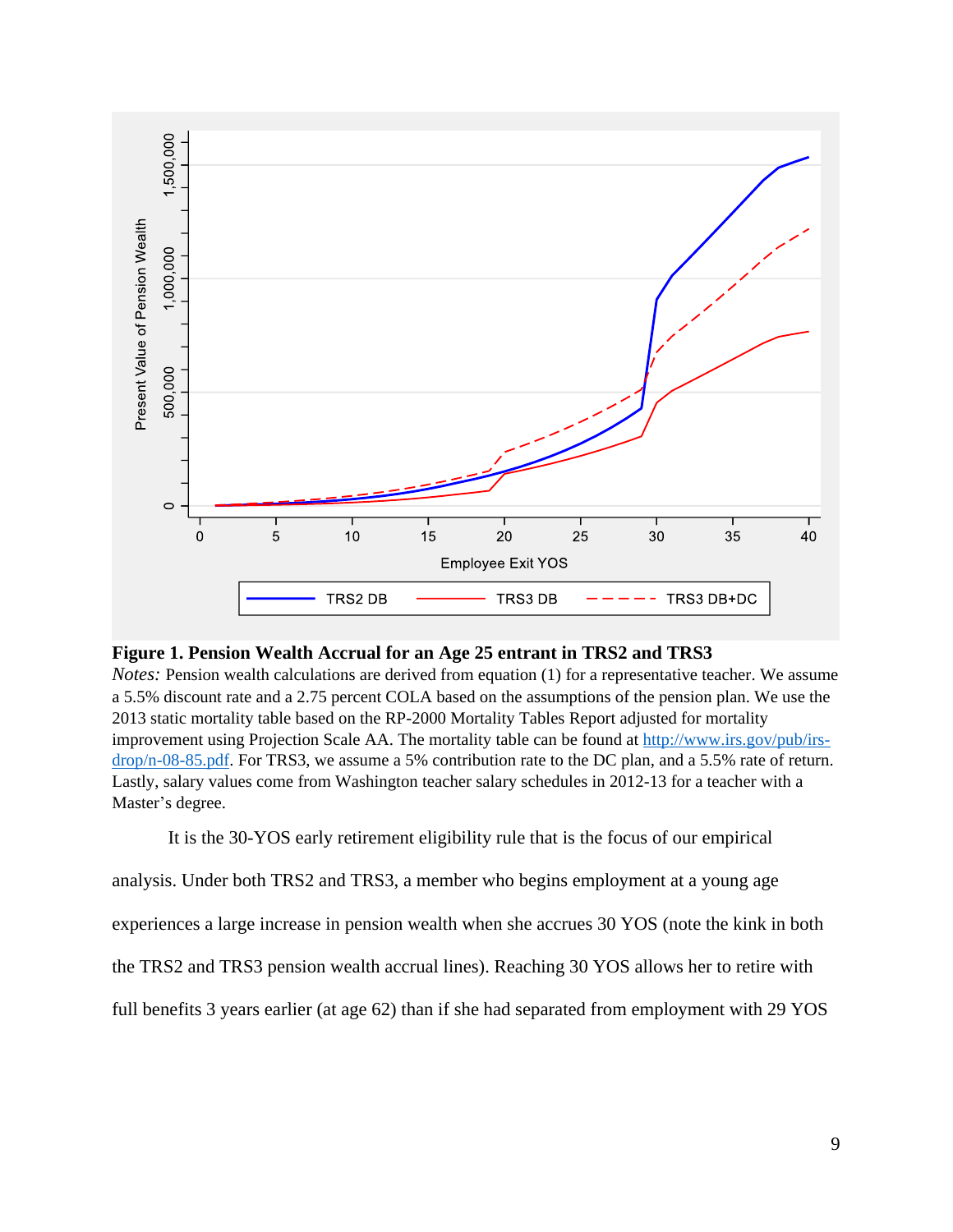**Figure 1. Pension Wealth Accrual for an Age 25 entrant in TRS2 and TRS3**

*Notes:* Pension wealth calculations are derived from equation (1) for a representative teacher. We assume a 5.5% discount rate and a 2.75 percent COLA based on the assumptions of the pension plan. We use the 2013 static mortality table based on the RP-2000 Mortality Tables Report adjusted for mortality improvement using Projection Scale AA. The mortality table can be found at http://www.irs.gov/pub/irs-drop/n-08-85.pdf. For TRS3, we assume a 5% contribution rate to the DC plan, and a 5.5% rate of return. Lastly, salary values come from Washington teacher salary schedules in 2012-13 for a teacher with a Master's degree.

It is the 30-YOS early retirement eligibility rule that is the focus of our empirical analysis. Under both TRS2 and TRS3, a member who begins employment at a young age experiences a large increase in pension wealth when she accrues 30 YOS (note the kink in both the TRS2 and TRS3 pension wealth accrual lines). Reaching 30 YOS allows her to retire with full benefits 3 years earlier (at age 62) than if she had separated from employment with 29 YOS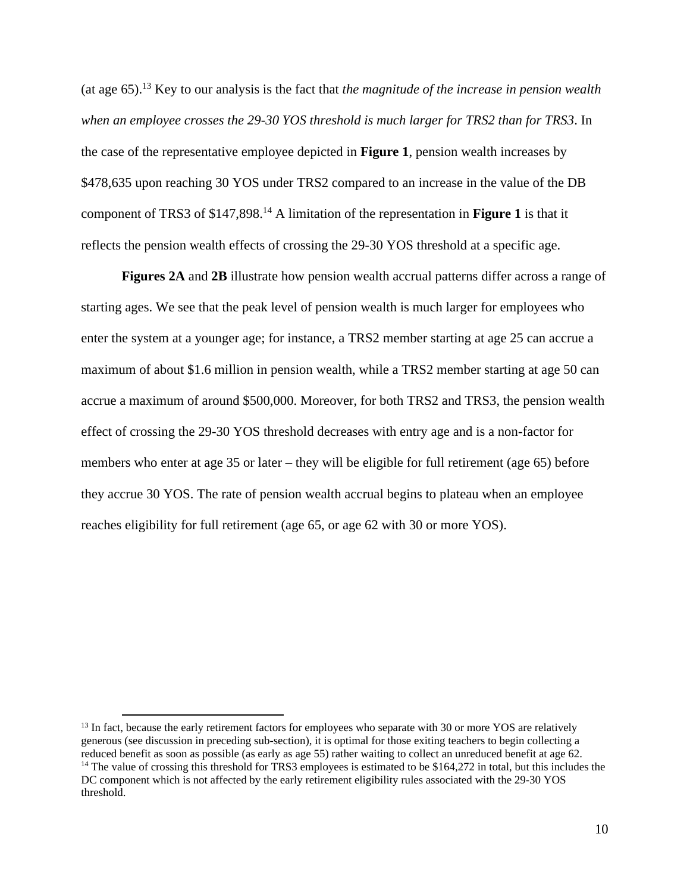(at age 65).[13] Key to our analysis is the fact that *the magnitude of the increase in pension wealth when an employee crosses the 29-30 YOS threshold is much larger for TRS2 than for TRS3*. In the case of the representative employee depicted in **Figure 1**, pension wealth increases by $478,635 upon reaching 30 YOS under TRS2 compared to an increase in the value of the DB component of TRS3 of $147,898.[14] A limitation of the representation in **Figure 1** is that it reflects the pension wealth effects of crossing the 29-30 YOS threshold at a specific age.

**Figures 2A** and **2B** illustrate how pension wealth accrual patterns differ across a range of starting ages. We see that the peak level of pension wealth is much larger for employees who enter the system at a younger age; for instance, a TRS2 member starting at age 25 can accrue a maximum of about $1.6 million in pension wealth, while a TRS2 member starting at age 50 can accrue a maximum of around $500,000. Moreover, for both TRS2 and TRS3, the pension wealth effect of crossing the 29-30 YOS threshold decreases with entry age and is a non-factor for members who enter at age 35 or later – they will be eligible for full retirement (age 65) before they accrue 30 YOS. The rate of pension wealth accrual begins to plateau when an employee reaches eligibility for full retirement (age 65, or age 62 with 30 or more YOS).

[13] In fact, because the early retirement factors for employees who separate with 30 or more YOS are relatively generous (see discussion in preceding sub-section), it is optimal for those exiting teachers to begin collecting a reduced benefit as soon as possible (as early as age 55) rather waiting to collect an unreduced benefit at age 62.

[14] The value of crossing this threshold for TRS3 employees is estimated to be $164,272 in total, but this includes the DC component which is not affected by the early retirement eligibility rules associated with the 29-30 YOS threshold.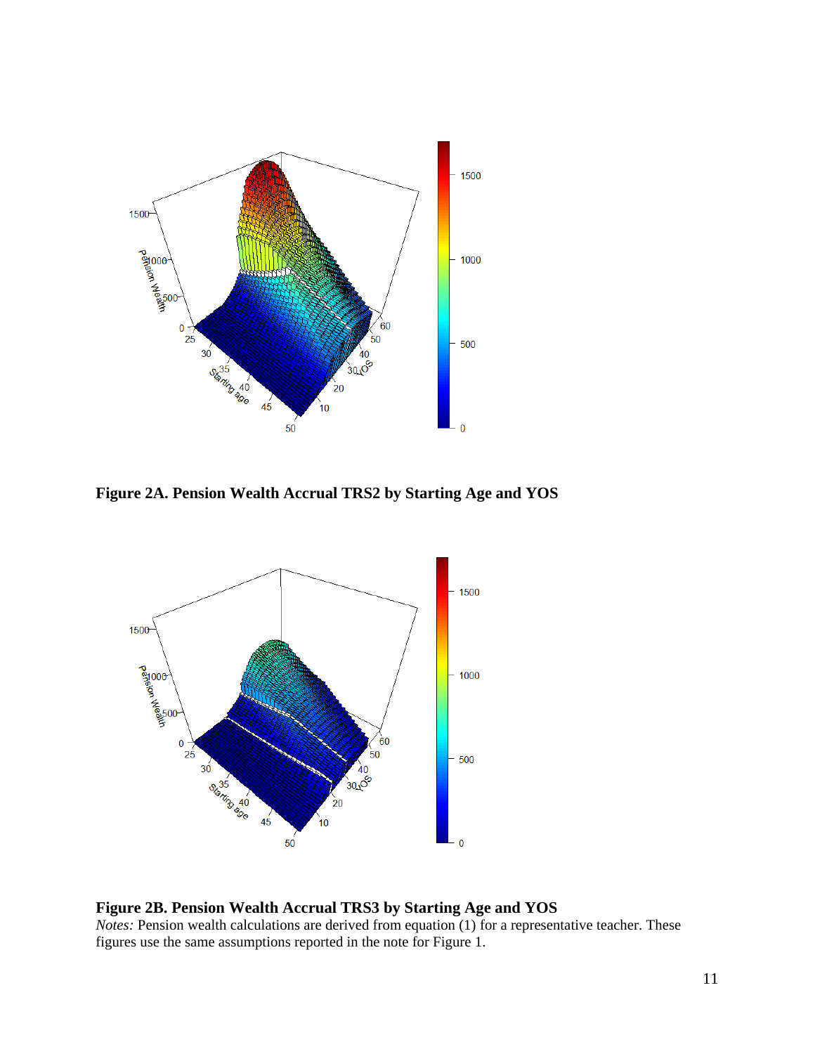**Figure 2A. Pension Wealth Accrual TRS2 by Starting Age and YOS**

**Figure 2B. Pension Wealth Accrual TRS3 by Starting Age and YOS**

*Notes:* Pension wealth calculations are derived from equation (1) for a representative teacher. These figures use the same assumptions reported in the note for Figure 1.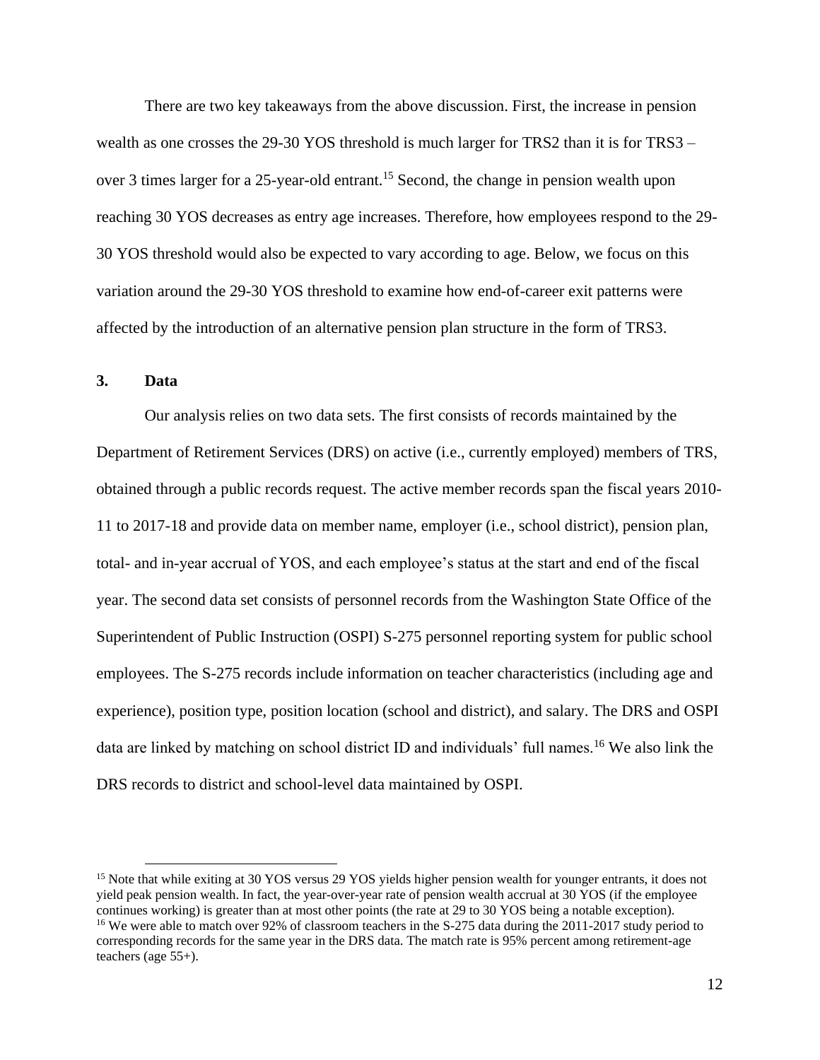There are two key takeaways from the above discussion. First, the increase in pension wealth as one crosses the 29-30 YOS threshold is much larger for TRS2 than it is for TRS3 – over 3 times larger for a 25-year-old entrant.[15] Second, the change in pension wealth upon reaching 30 YOS decreases as entry age increases. Therefore, how employees respond to the 29-30 YOS threshold would also be expected to vary according to age. Below, we focus on this variation around the 29-30 YOS threshold to examine how end-of-career exit patterns were affected by the introduction of an alternative pension plan structure in the form of TRS3.

## 3. Data

Our analysis relies on two data sets. The first consists of records maintained by the Department of Retirement Services (DRS) on active (i.e., currently employed) members of TRS, obtained through a public records request. The active member records span the fiscal years 2010-11 to 2017-18 and provide data on member name, employer (i.e., school district), pension plan, total- and in-year accrual of YOS, and each employee's status at the start and end of the fiscal year. The second data set consists of personnel records from the Washington State Office of the Superintendent of Public Instruction (OSPI) S-275 personnel reporting system for public school employees. The S-275 records include information on teacher characteristics (including age and experience), position type, position location (school and district), and salary. The DRS and OSPI data are linked by matching on school district ID and individuals' full names.[16] We also link the DRS records to district and school-level data maintained by OSPI.

[15] Note that while exiting at 30 YOS versus 29 YOS yields higher pension wealth for younger entrants, it does not yield peak pension wealth. In fact, the year-over-year rate of pension wealth accrual at 30 YOS (if the employee continues working) is greater than at most other points (the rate at 29 to 30 YOS being a notable exception).

[16] We were able to match over 92% of classroom teachers in the S-275 data during the 2011-2017 study period to corresponding records for the same year in the DRS data. The match rate is 95% percent among retirement-age teachers (age 55+).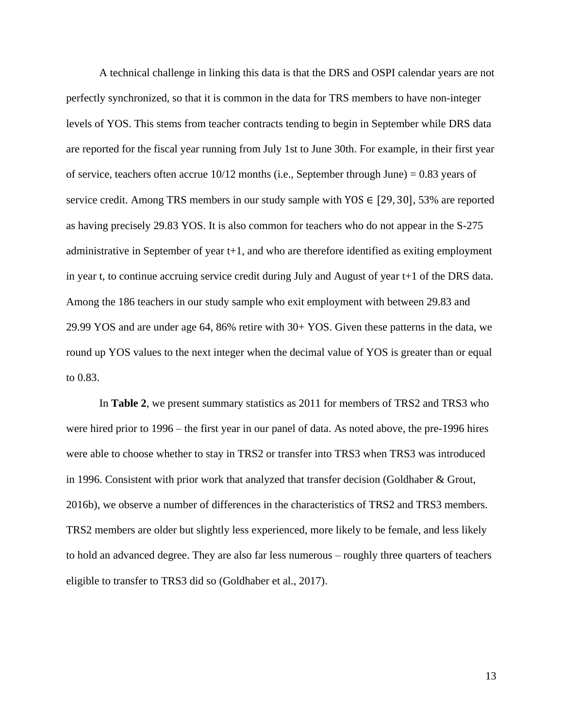A technical challenge in linking this data is that the DRS and OSPI calendar years are not perfectly synchronized, so that it is common in the data for TRS members to have non-integer levels of YOS. This stems from teacher contracts tending to begin in September while DRS data are reported for the fiscal year running from July 1st to June 30th. For example, in their first year of service, teachers often accrue 10/12 months (i.e., September through June) = 0.83 years of service credit. Among TRS members in our study sample with $\text{YOS} \in [29, 30]$, 53% are reported as having precisely 29.83 YOS. It is also common for teachers who do not appear in the S-275 administrative in September of year t+1, and who are therefore identified as exiting employment in year t, to continue accruing service credit during July and August of year t+1 of the DRS data. Among the 186 teachers in our study sample who exit employment with between 29.83 and 29.99 YOS and are under age 64, 86% retire with 30+ YOS. Given these patterns in the data, we round up YOS values to the next integer when the decimal value of YOS is greater than or equal to 0.83.

In **Table 2**, we present summary statistics as 2011 for members of TRS2 and TRS3 who were hired prior to 1996 – the first year in our panel of data. As noted above, the pre-1996 hires were able to choose whether to stay in TRS2 or transfer into TRS3 when TRS3 was introduced in 1996. Consistent with prior work that analyzed that transfer decision (Goldhaber & Grout, 2016b), we observe a number of differences in the characteristics of TRS2 and TRS3 members. TRS2 members are older but slightly less experienced, more likely to be female, and less likely to hold an advanced degree. They are also far less numerous – roughly three quarters of teachers eligible to transfer to TRS3 did so (Goldhaber et al., 2017).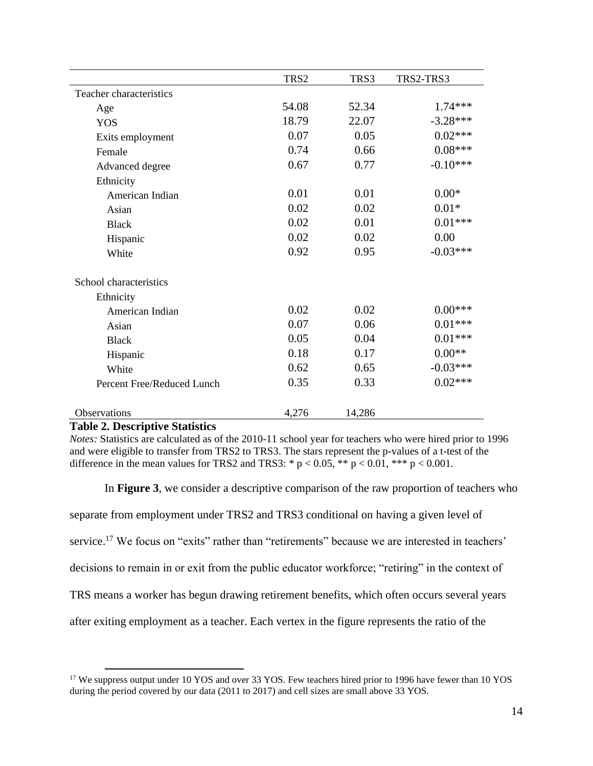| | TRS2 | TRS3 | TRS2-TRS3 |
|---|---|---|---|
| Teacher characteristics | | | |
| Age | 54.08 | 52.34 | 1.74*** |
| YOS | 18.79 | 22.07 | -3.28*** |
| Exits employment | 0.07 | 0.05 | 0.02*** |
| Female | 0.74 | 0.66 | 0.08*** |
| Advanced degree | 0.67 | 0.77 | -0.10*** |
| Ethnicity | | | |
| American Indian | 0.01 | 0.01 | 0.00* |
| Asian | 0.02 | 0.02 | 0.01* |
| Black | 0.02 | 0.01 | 0.01*** |
| Hispanic | 0.02 | 0.02 | 0.00 |
| White | 0.92 | 0.95 | -0.03*** |
| School characteristics | | | |
| Ethnicity | | | |
| American Indian | 0.02 | 0.02 | 0.00*** |
| Asian | 0.07 | 0.06 | 0.01*** |
| Black | 0.05 | 0.04 | 0.01*** |
| Hispanic | 0.18 | 0.17 | 0.00** |
| White | 0.62 | 0.65 | -0.03*** |
| Percent Free/Reduced Lunch | 0.35 | 0.33 | 0.02*** |
| Observations | 4,276 | 14,286 | |

**Table 2. Descriptive Statistics**

*Notes:* Statistics are calculated as of the 2010-11 school year for teachers who were hired prior to 1996 and were eligible to transfer from TRS2 to TRS3. The stars represent the p-values of a t-test of the difference in the mean values for TRS2 and TRS3: * $p < 0.05$, ** $p < 0.01$, *** $p < 0.001$.

In **Figure 3**, we consider a descriptive comparison of the raw proportion of teachers who separate from employment under TRS2 and TRS3 conditional on having a given level of service.[17] We focus on "exits" rather than "retirements" because we are interested in teachers' decisions to remain in or exit from the public educator workforce; "retiring" in the context of TRS means a worker has begun drawing retirement benefits, which often occurs several years after exiting employment as a teacher. Each vertex in the figure represents the ratio of the

[17] We suppress output under 10 YOS and over 33 YOS. Few teachers hired prior to 1996 have fewer than 10 YOS during the period covered by our data (2011 to 2017) and cell sizes are small above 33 YOS.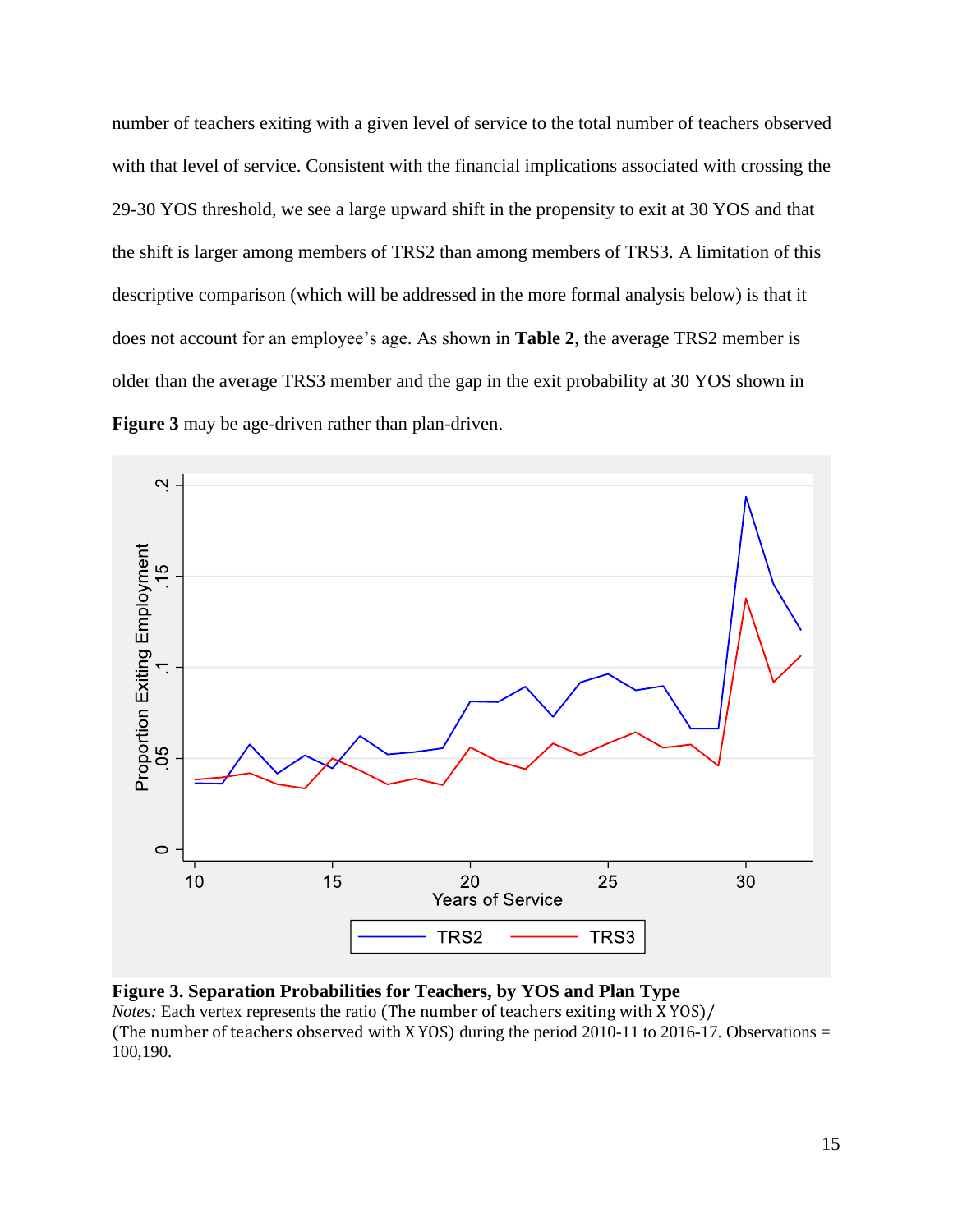number of teachers exiting with a given level of service to the total number of teachers observed with that level of service. Consistent with the financial implications associated with crossing the 29-30 YOS threshold, we see a large upward shift in the propensity to exit at 30 YOS and that the shift is larger among members of TRS2 than among members of TRS3. A limitation of this descriptive comparison (which will be addressed in the more formal analysis below) is that it does not account for an employee's age. As shown in **Table 2**, the average TRS2 member is older than the average TRS3 member and the gap in the exit probability at 30 YOS shown in **Figure 3** may be age-driven rather than plan-driven.

**Figure 3. Separation Probabilities for Teachers, by YOS and Plan Type**
*Notes:* Each vertex represents the ratio (The number of teachers exiting with X YOS)/ (The number of teachers observed with X YOS) during the period 2010-11 to 2016-17. Observations = 100,190.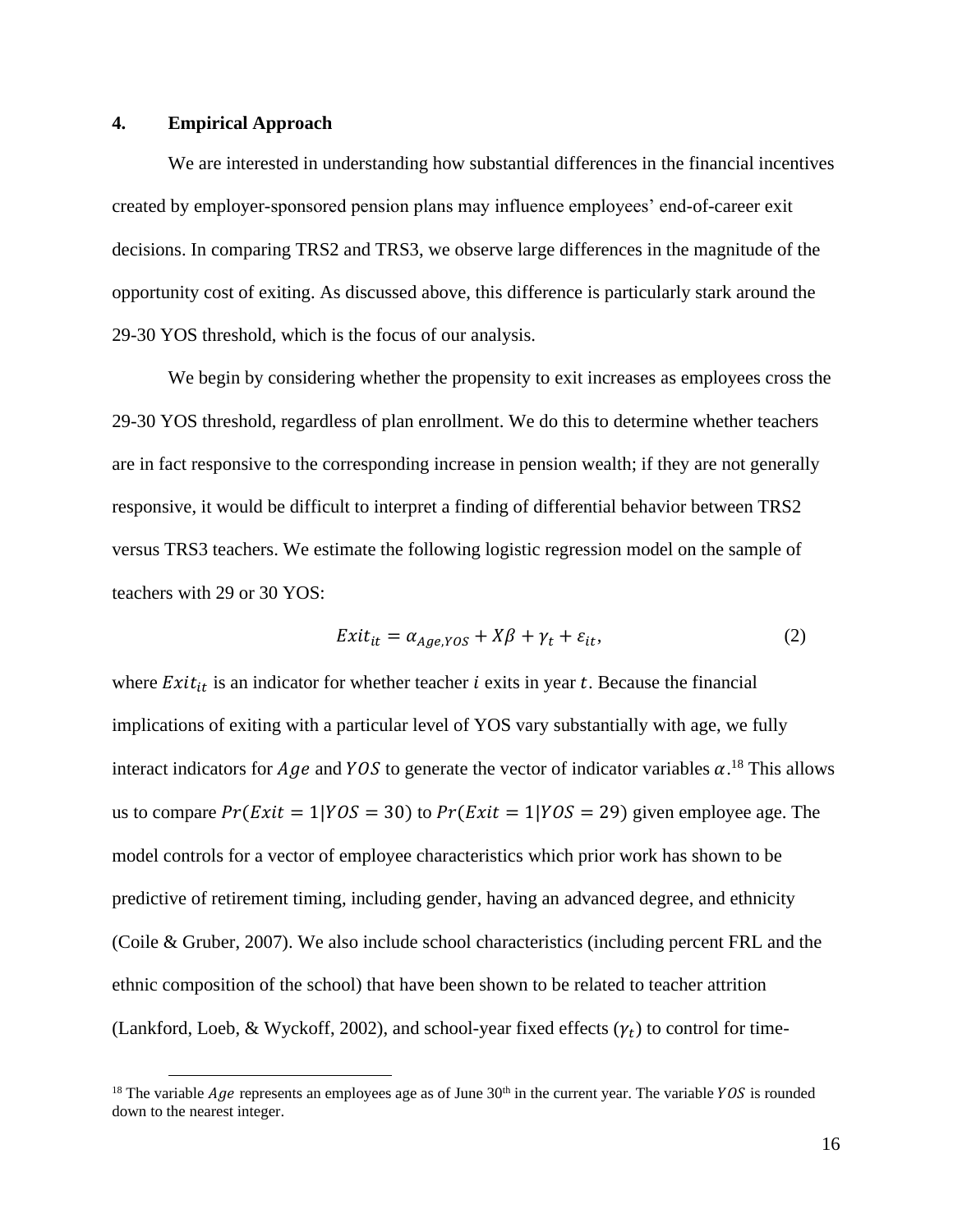## 4. Empirical Approach

We are interested in understanding how substantial differences in the financial incentives created by employer-sponsored pension plans may influence employees' end-of-career exit decisions. In comparing TRS2 and TRS3, we observe large differences in the magnitude of the opportunity cost of exiting. As discussed above, this difference is particularly stark around the 29-30 YOS threshold, which is the focus of our analysis.

We begin by considering whether the propensity to exit increases as employees cross the 29-30 YOS threshold, regardless of plan enrollment. We do this to determine whether teachers are in fact responsive to the corresponding increase in pension wealth; if they are not generally responsive, it would be difficult to interpret a finding of differential behavior between TRS2 versus TRS3 teachers. We estimate the following logistic regression model on the sample of teachers with 29 or 30 YOS:

$$Exit_{it} = \alpha_{Age,YOS} + X\beta + \gamma_t + \varepsilon_{it}, \tag{2}$$

where $Exit_{it}$ is an indicator for whether teacher $i$ exits in year $t$. Because the financial implications of exiting with a particular level of YOS vary substantially with age, we fully interact indicators for $Age$ and $YOS$ to generate the vector of indicator variables $\alpha$.[18] This allows us to compare $Pr(Exit = 1|YOS = 30)$ to $Pr(Exit = 1|YOS = 29)$ given employee age. The model controls for a vector of employee characteristics which prior work has shown to be predictive of retirement timing, including gender, having an advanced degree, and ethnicity (Coile & Gruber, 2007). We also include school characteristics (including percent FRL and the ethnic composition of the school) that have been shown to be related to teacher attrition (Lankford, Loeb, & Wyckoff, 2002), and school-year fixed effects ($\gamma_t$) to control for time-

[18] The variable $Age$ represents an employees age as of June 30th in the current year. The variable $YOS$ is rounded down to the nearest integer.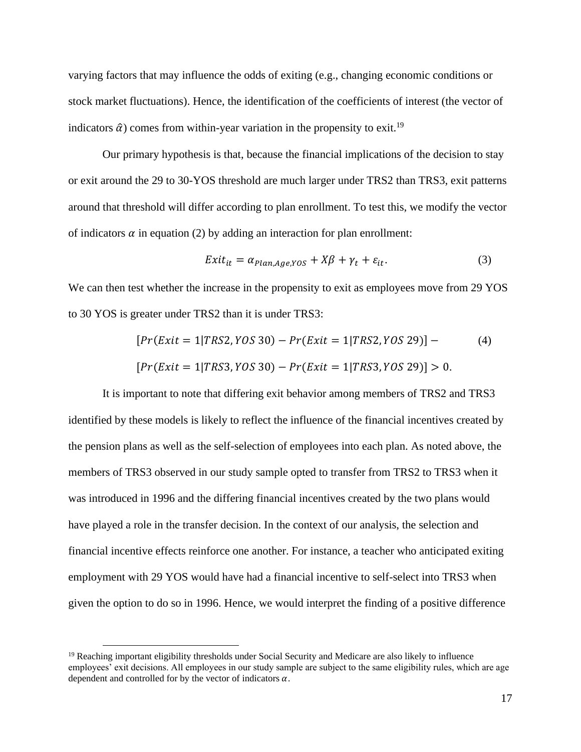varying factors that may influence the odds of exiting (e.g., changing economic conditions or stock market fluctuations). Hence, the identification of the coefficients of interest (the vector of indicators $\hat{\alpha}$) comes from within-year variation in the propensity to exit.[19]

Our primary hypothesis is that, because the financial implications of the decision to stay or exit around the 29 to 30-YOS threshold are much larger under TRS2 than TRS3, exit patterns around that threshold will differ according to plan enrollment. To test this, we modify the vector of indicators $\alpha$ in equation (2) by adding an interaction for plan enrollment:

$$Exit_{it} = \alpha_{Plan,Age,YOS} + X\beta + \gamma_t + \varepsilon_{it}. \quad (3)$$

We can then test whether the increase in the propensity to exit as employees move from 29 YOS to 30 YOS is greater under TRS2 than it is under TRS3:

$$[Pr(Exit = 1|TRS2, YOS\ 30) - Pr(Exit = 1|TRS2, YOS\ 29)] - \quad (4)$$

$$[Pr(Exit = 1|TRS3, YOS\ 30) - Pr(Exit = 1|TRS3, YOS\ 29)] > 0.$$

It is important to note that differing exit behavior among members of TRS2 and TRS3 identified by these models is likely to reflect the influence of the financial incentives created by the pension plans as well as the self-selection of employees into each plan. As noted above, the members of TRS3 observed in our study sample opted to transfer from TRS2 to TRS3 when it was introduced in 1996 and the differing financial incentives created by the two plans would have played a role in the transfer decision. In the context of our analysis, the selection and financial incentive effects reinforce one another. For instance, a teacher who anticipated exiting employment with 29 YOS would have had a financial incentive to self-select into TRS3 when given the option to do so in 1996. Hence, we would interpret the finding of a positive difference

[19] Reaching important eligibility thresholds under Social Security and Medicare are also likely to influence employees' exit decisions. All employees in our study sample are subject to the same eligibility rules, which are age dependent and controlled for by the vector of indicators $\alpha$.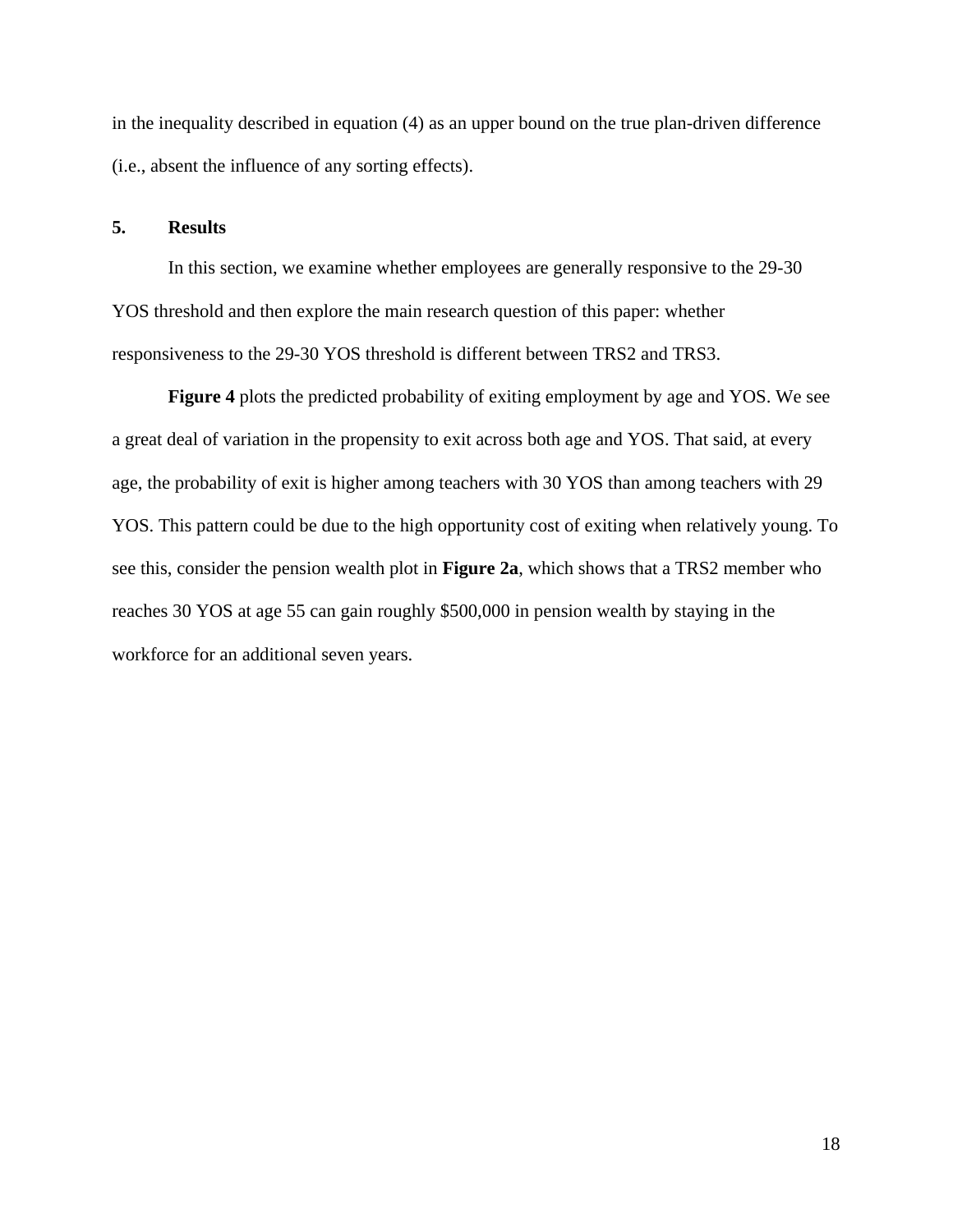in the inequality described in equation (4) as an upper bound on the true plan-driven difference (i.e., absent the influence of any sorting effects).

## 5. Results

In this section, we examine whether employees are generally responsive to the 29-30 YOS threshold and then explore the main research question of this paper: whether responsiveness to the 29-30 YOS threshold is different between TRS2 and TRS3.

**Figure 4** plots the predicted probability of exiting employment by age and YOS. We see a great deal of variation in the propensity to exit across both age and YOS. That said, at every age, the probability of exit is higher among teachers with 30 YOS than among teachers with 29 YOS. This pattern could be due to the high opportunity cost of exiting when relatively young. To see this, consider the pension wealth plot in **Figure 2a**, which shows that a TRS2 member who reaches 30 YOS at age 55 can gain roughly $500,000 in pension wealth by staying in the workforce for an additional seven years.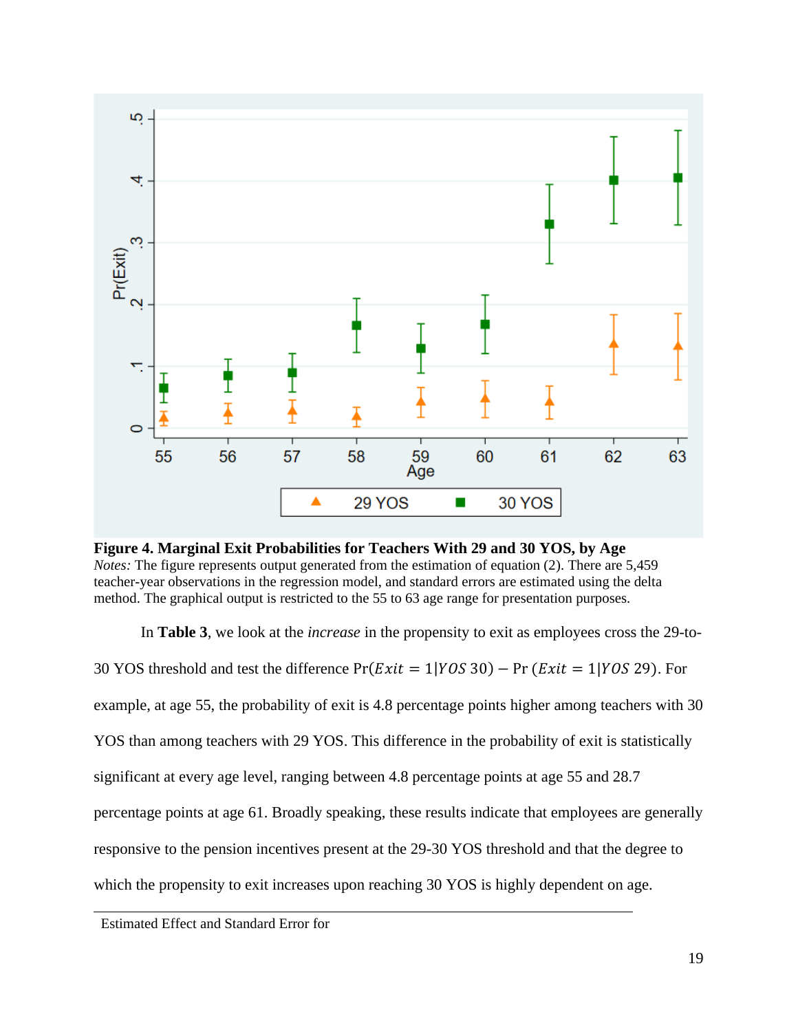**Figure 4. Marginal Exit Probabilities for Teachers With 29 and 30 YOS, by Age**

*Notes:* The figure represents output generated from the estimation of equation (2). There are 5,459 teacher-year observations in the regression model, and standard errors are estimated using the delta method. The graphical output is restricted to the 55 to 63 age range for presentation purposes.

In **Table 3**, we look at the *increase* in the propensity to exit as employees cross the 29-to-30 YOS threshold and test the difference $\Pr(Exit = 1|YOS\ 30) - \Pr(Exit = 1|YOS\ 29)$. For example, at age 55, the probability of exit is 4.8 percentage points higher among teachers with 30 YOS than among teachers with 29 YOS. This difference in the probability of exit is statistically significant at every age level, ranging between 4.8 percentage points at age 55 and 28.7 percentage points at age 61. Broadly speaking, these results indicate that employees are generally responsive to the pension incentives present at the 29-30 YOS threshold and that the degree to which the propensity to exit increases upon reaching 30 YOS is highly dependent on age.

Estimated Effect and Standard Error for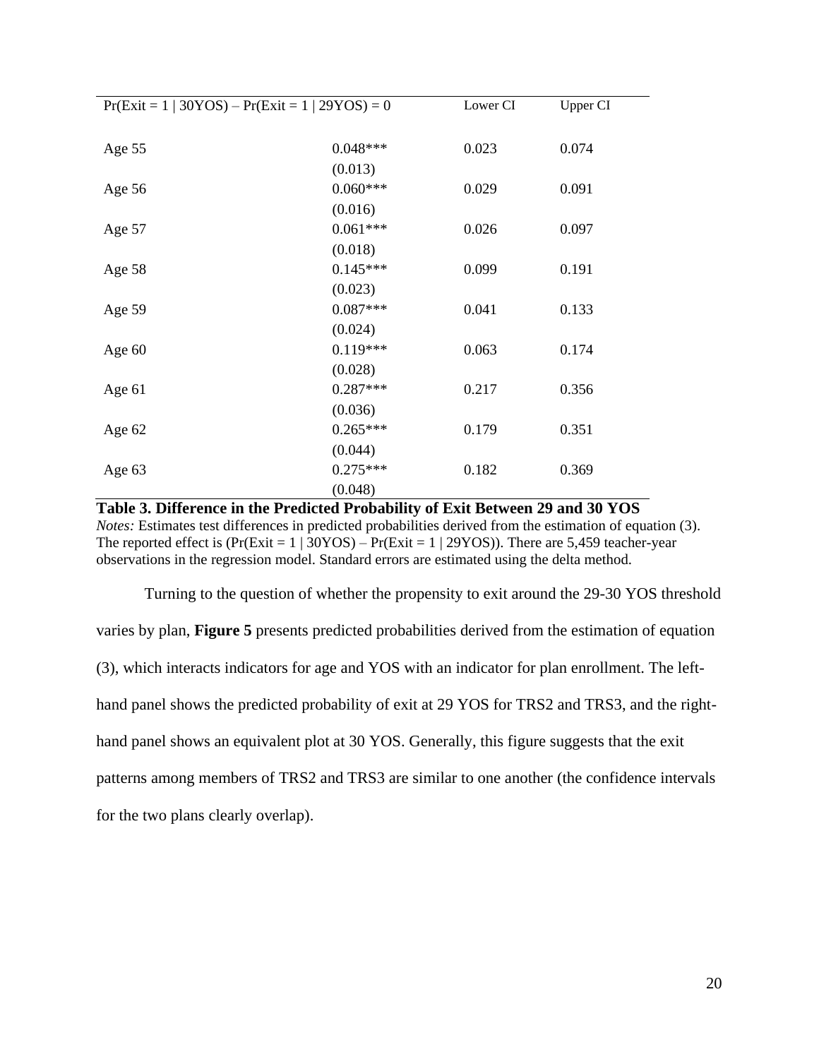| Pr(Exit = 1 \| 30YOS) – Pr(Exit = 1 \| 29YOS) = 0 | | Lower CI | Upper CI |
|---|---|---|---|
| Age 55 | 0.048*** | 0.023 | 0.074 |
| | (0.013) | | |
| Age 56 | 0.060*** | 0.029 | 0.091 |
| | (0.016) | | |
| Age 57 | 0.061*** | 0.026 | 0.097 |
| | (0.018) | | |
| Age 58 | 0.145*** | 0.099 | 0.191 |
| | (0.023) | | |
| Age 59 | 0.087*** | 0.041 | 0.133 |
| | (0.024) | | |
| Age 60 | 0.119*** | 0.063 | 0.174 |
| | (0.028) | | |
| Age 61 | 0.287*** | 0.217 | 0.356 |
| | (0.036) | | |
| Age 62 | 0.265*** | 0.179 | 0.351 |
| | (0.044) | | |
| Age 63 | 0.275*** | 0.182 | 0.369 |
| | (0.048) | | |

**Table 3. Difference in the Predicted Probability of Exit Between 29 and 30 YOS**
*Notes:* Estimates test differences in predicted probabilities derived from the estimation of equation (3). The reported effect is (Pr(Exit = 1 | 30YOS) – Pr(Exit = 1 | 29YOS)). There are 5,459 teacher-year observations in the regression model. Standard errors are estimated using the delta method.

Turning to the question of whether the propensity to exit around the 29-30 YOS threshold varies by plan, **Figure 5** presents predicted probabilities derived from the estimation of equation (3), which interacts indicators for age and YOS with an indicator for plan enrollment. The left-hand panel shows the predicted probability of exit at 29 YOS for TRS2 and TRS3, and the right-hand panel shows an equivalent plot at 30 YOS. Generally, this figure suggests that the exit patterns among members of TRS2 and TRS3 are similar to one another (the confidence intervals for the two plans clearly overlap).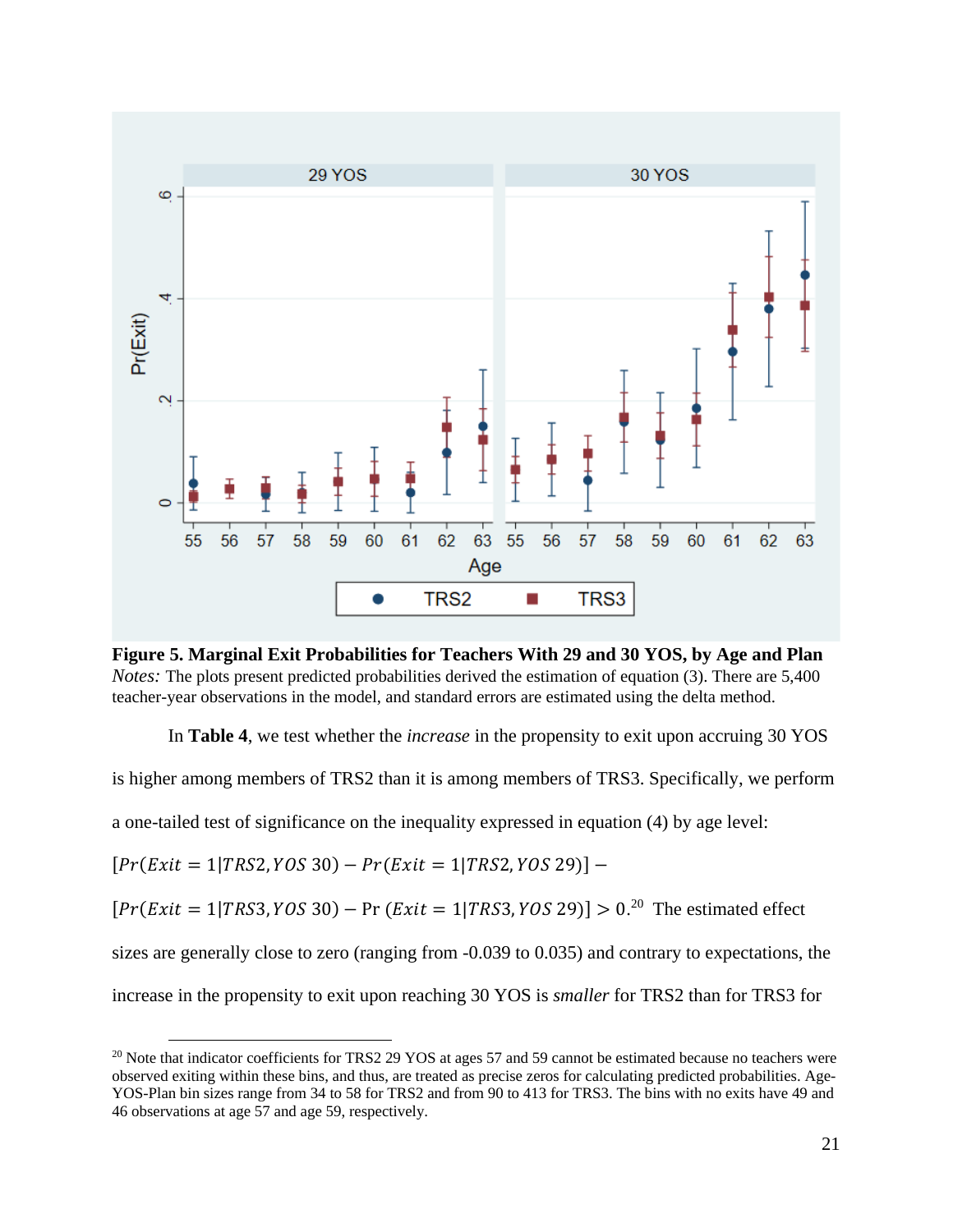**Figure 5. Marginal Exit Probabilities for Teachers With 29 and 30 YOS, by Age and Plan**
*Notes:* The plots present predicted probabilities derived the estimation of equation (3). There are 5,400 teacher-year observations in the model, and standard errors are estimated using the delta method.

In **Table 4**, we test whether the *increase* in the propensity to exit upon accruing 30 YOS is higher among members of TRS2 than it is among members of TRS3. Specifically, we perform a one-tailed test of significance on the inequality expressed in equation (4) by age level: $[Pr(Exit = 1|TRS2, YOS\ 30) - Pr(Exit = 1|TRS2, YOS\ 29)] - [Pr(Exit = 1|TRS3, YOS\ 30) - \Pr\ (Exit = 1|TRS3, YOS\ 29)] > 0$.[20] The estimated effect sizes are generally close to zero (ranging from -0.039 to 0.035) and contrary to expectations, the increase in the propensity to exit upon reaching 30 YOS is *smaller* for TRS2 than for TRS3 for

[20] Note that indicator coefficients for TRS2 29 YOS at ages 57 and 59 cannot be estimated because no teachers were observed exiting within these bins, and thus, are treated as precise zeros for calculating predicted probabilities. Age-YOS-Plan bin sizes range from 34 to 58 for TRS2 and from 90 to 413 for TRS3. The bins with no exits have 49 and 46 observations at age 57 and age 59, respectively.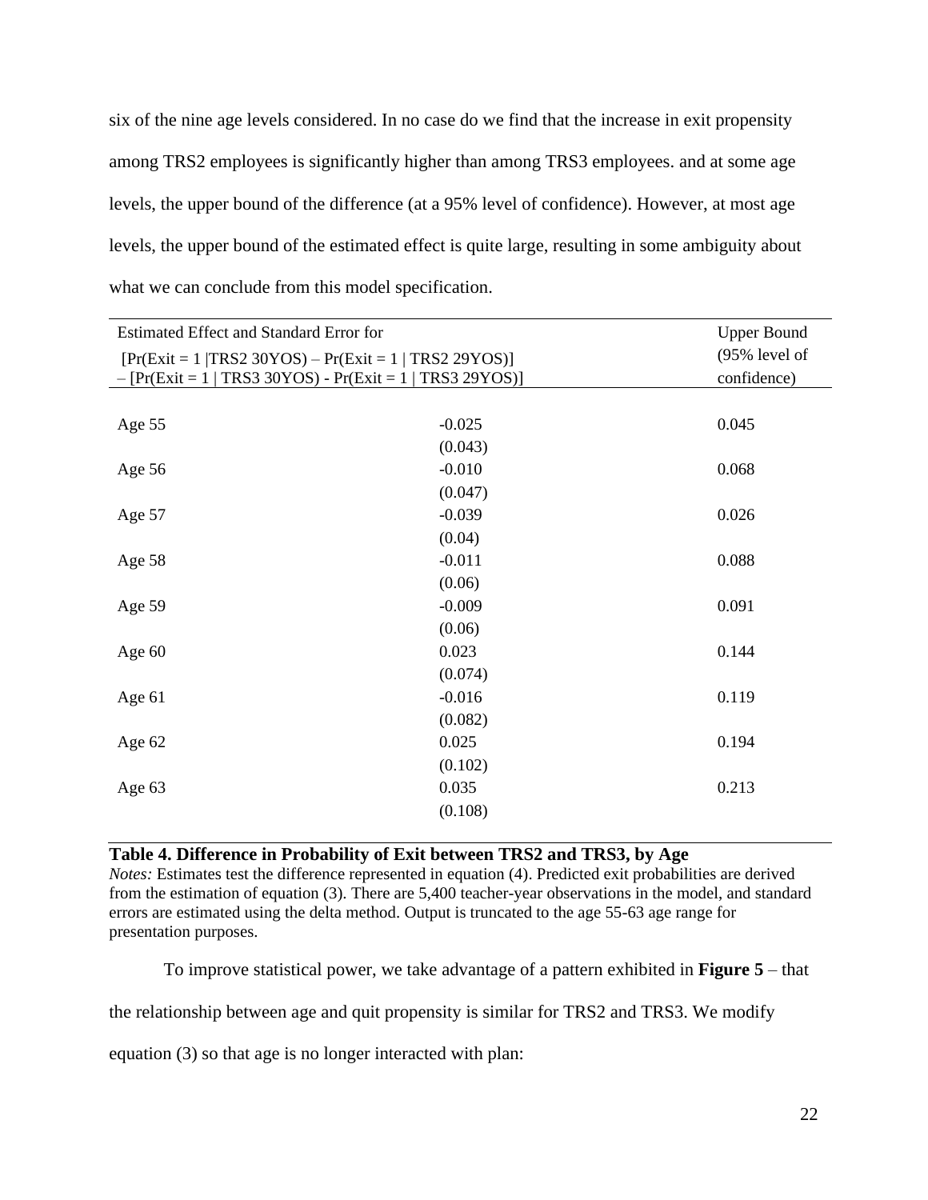six of the nine age levels considered. In no case do we find that the increase in exit propensity among TRS2 employees is significantly higher than among TRS3 employees. and at some age levels, the upper bound of the difference (at a 95% level of confidence). However, at most age levels, the upper bound of the estimated effect is quite large, resulting in some ambiguity about what we can conclude from this model specification.

| Estimated Effect and Standard Error for<br>[Pr(Exit = 1 \|TRS2 30YOS) – Pr(Exit = 1 \| TRS2 29YOS)]<br>– [Pr(Exit = 1 \| TRS3 30YOS) - Pr(Exit = 1 \| TRS3 29YOS)] | | Upper Bound (95% level of confidence) |
|---|---|---|
| Age 55 | -0.025<br>(0.043) | 0.045 |
| Age 56 | -0.010<br>(0.047) | 0.068 |
| Age 57 | -0.039<br>(0.04) | 0.026 |
| Age 58 | -0.011<br>(0.06) | 0.088 |
| Age 59 | -0.009<br>(0.06) | 0.091 |
| Age 60 | 0.023<br>(0.074) | 0.144 |
| Age 61 | -0.016<br>(0.082) | 0.119 |
| Age 62 | 0.025<br>(0.102) | 0.194 |
| Age 63 | 0.035<br>(0.108) | 0.213 |

**Table 4. Difference in Probability of Exit between TRS2 and TRS3, by Age**

*Notes:* Estimates test the difference represented in equation (4). Predicted exit probabilities are derived from the estimation of equation (3). There are 5,400 teacher-year observations in the model, and standard errors are estimated using the delta method. Output is truncated to the age 55-63 age range for presentation purposes.

To improve statistical power, we take advantage of a pattern exhibited in **Figure 5** – that the relationship between age and quit propensity is similar for TRS2 and TRS3. We modify equation (3) so that age is no longer interacted with plan: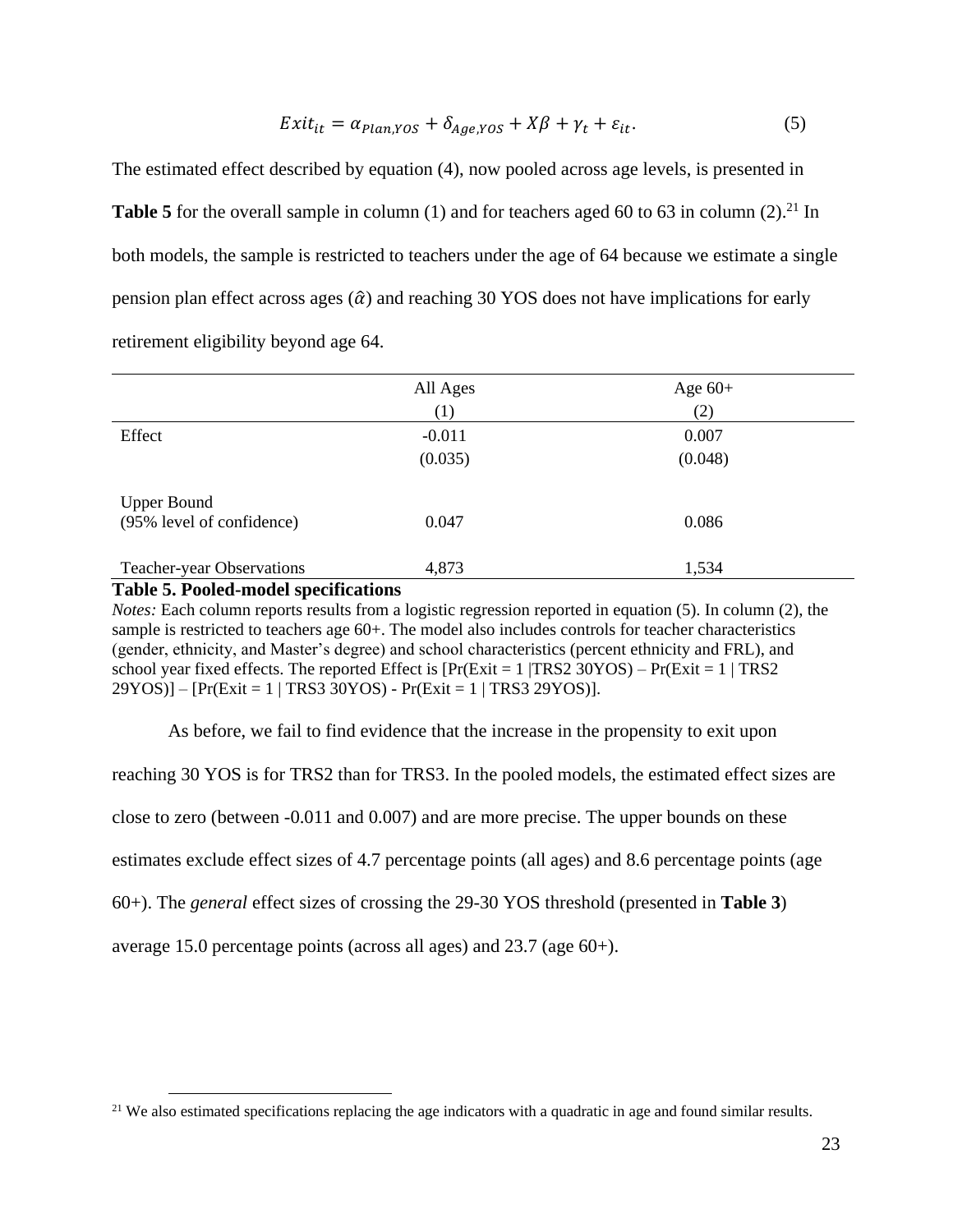$$Exit_{it} = \alpha_{Plan,YOS} + \delta_{Age,YOS} + X\beta + \gamma_t + \varepsilon_{it}. \quad (5)$$

The estimated effect described by equation (4), now pooled across age levels, is presented in **Table 5** for the overall sample in column (1) and for teachers aged 60 to 63 in column (2).[21] In both models, the sample is restricted to teachers under the age of 64 because we estimate a single pension plan effect across ages ($\hat{\alpha}$) and reaching 30 YOS does not have implications for early retirement eligibility beyond age 64.

| | All Ages (1) | Age 60+ (2) |
|---|---|---|
| Effect | -0.011 | 0.007 |
| | (0.035) | (0.048) |
| Upper Bound (95% level of confidence) | 0.047 | 0.086 |
| Teacher-year Observations | 4,873 | 1,534 |

**Table 5. Pooled-model specifications**

*Notes:* Each column reports results from a logistic regression reported in equation (5). In column (2), the sample is restricted to teachers age 60+. The model also includes controls for teacher characteristics (gender, ethnicity, and Master's degree) and school characteristics (percent ethnicity and FRL), and school year fixed effects. The reported Effect is [Pr(Exit = 1 |TRS2 30YOS) – Pr(Exit = 1 | TRS2 29YOS)] – [Pr(Exit = 1 | TRS3 30YOS) - Pr(Exit = 1 | TRS3 29YOS)].

As before, we fail to find evidence that the increase in the propensity to exit upon reaching 30 YOS is for TRS2 than for TRS3. In the pooled models, the estimated effect sizes are close to zero (between -0.011 and 0.007) and are more precise. The upper bounds on these estimates exclude effect sizes of 4.7 percentage points (all ages) and 8.6 percentage points (age 60+). The *general* effect sizes of crossing the 29-30 YOS threshold (presented in **Table 3**) average 15.0 percentage points (across all ages) and 23.7 (age 60+).

[21] We also estimated specifications replacing the age indicators with a quadratic in age and found similar results.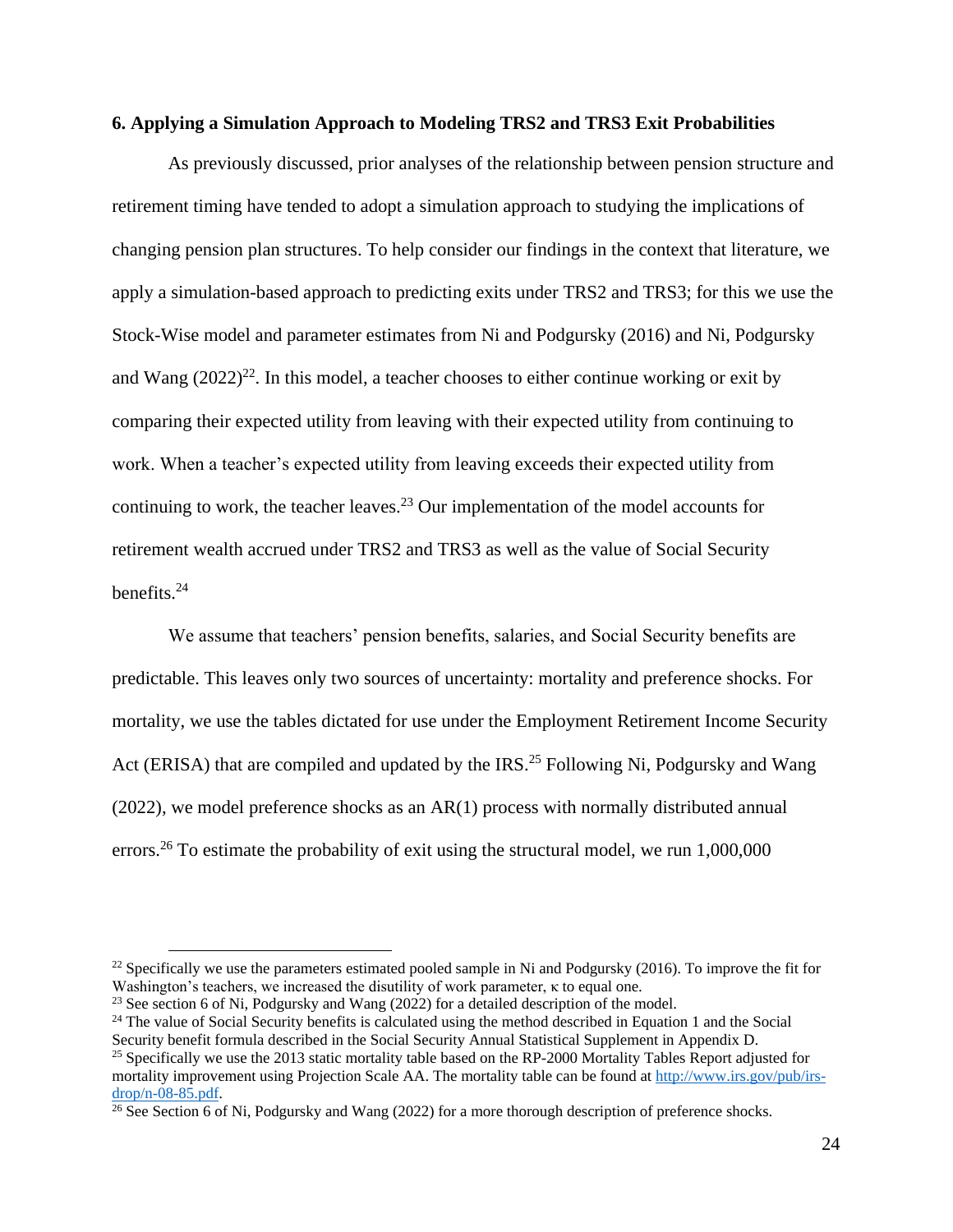### 6. Applying a Simulation Approach to Modeling TRS2 and TRS3 Exit Probabilities

As previously discussed, prior analyses of the relationship between pension structure and retirement timing have tended to adopt a simulation approach to studying the implications of changing pension plan structures. To help consider our findings in the context that literature, we apply a simulation-based approach to predicting exits under TRS2 and TRS3; for this we use the Stock-Wise model and parameter estimates from Ni and Podgursky (2016) and Ni, Podgursky and Wang (2022)[22]. In this model, a teacher chooses to either continue working or exit by comparing their expected utility from leaving with their expected utility from continuing to work. When a teacher's expected utility from leaving exceeds their expected utility from continuing to work, the teacher leaves.[23] Our implementation of the model accounts for retirement wealth accrued under TRS2 and TRS3 as well as the value of Social Security benefits.[24]

We assume that teachers' pension benefits, salaries, and Social Security benefits are predictable. This leaves only two sources of uncertainty: mortality and preference shocks. For mortality, we use the tables dictated for use under the Employment Retirement Income Security Act (ERISA) that are compiled and updated by the IRS.[25] Following Ni, Podgursky and Wang (2022), we model preference shocks as an AR(1) process with normally distributed annual errors.[26] To estimate the probability of exit using the structural model, we run 1,000,000

---

[22] Specifically we use the parameters estimated pooled sample in Ni and Podgursky (2016). To improve the fit for Washington's teachers, we increased the disutility of work parameter, $\kappa$ to equal one.

[23] See section 6 of Ni, Podgursky and Wang (2022) for a detailed description of the model.

[24] The value of Social Security benefits is calculated using the method described in Equation 1 and the Social Security benefit formula described in the Social Security Annual Statistical Supplement in Appendix D.

[25] Specifically we use the 2013 static mortality table based on the RP-2000 Mortality Tables Report adjusted for mortality improvement using Projection Scale AA. The mortality table can be found at http://www.irs.gov/pub/irs-drop/n-08-85.pdf.

[26] See Section 6 of Ni, Podgursky and Wang (2022) for a more thorough description of preference shocks.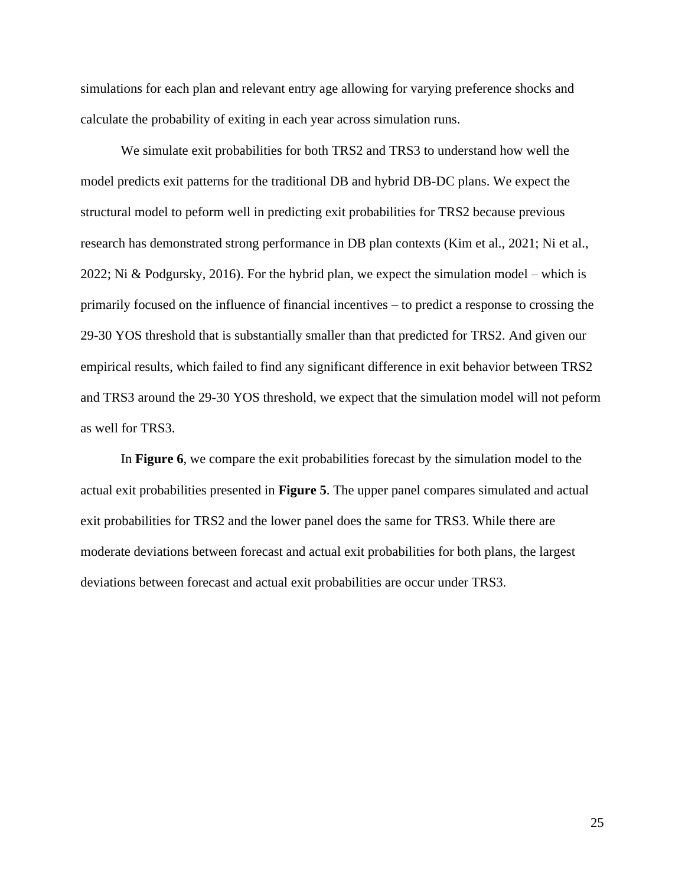simulations for each plan and relevant entry age allowing for varying preference shocks and calculate the probability of exiting in each year across simulation runs.

We simulate exit probabilities for both TRS2 and TRS3 to understand how well the model predicts exit patterns for the traditional DB and hybrid DB-DC plans. We expect the structural model to peform well in predicting exit probabilities for TRS2 because previous research has demonstrated strong performance in DB plan contexts (Kim et al., 2021; Ni et al., 2022; Ni & Podgursky, 2016). For the hybrid plan, we expect the simulation model – which is primarily focused on the influence of financial incentives – to predict a response to crossing the 29-30 YOS threshold that is substantially smaller than that predicted for TRS2. And given our empirical results, which failed to find any significant difference in exit behavior between TRS2 and TRS3 around the 29-30 YOS threshold, we expect that the simulation model will not peform as well for TRS3.

In **Figure 6**, we compare the exit probabilities forecast by the simulation model to the actual exit probabilities presented in **Figure 5**. The upper panel compares simulated and actual exit probabilities for TRS2 and the lower panel does the same for TRS3. While there are moderate deviations between forecast and actual exit probabilities for both plans, the largest deviations between forecast and actual exit probabilities are occur under TRS3.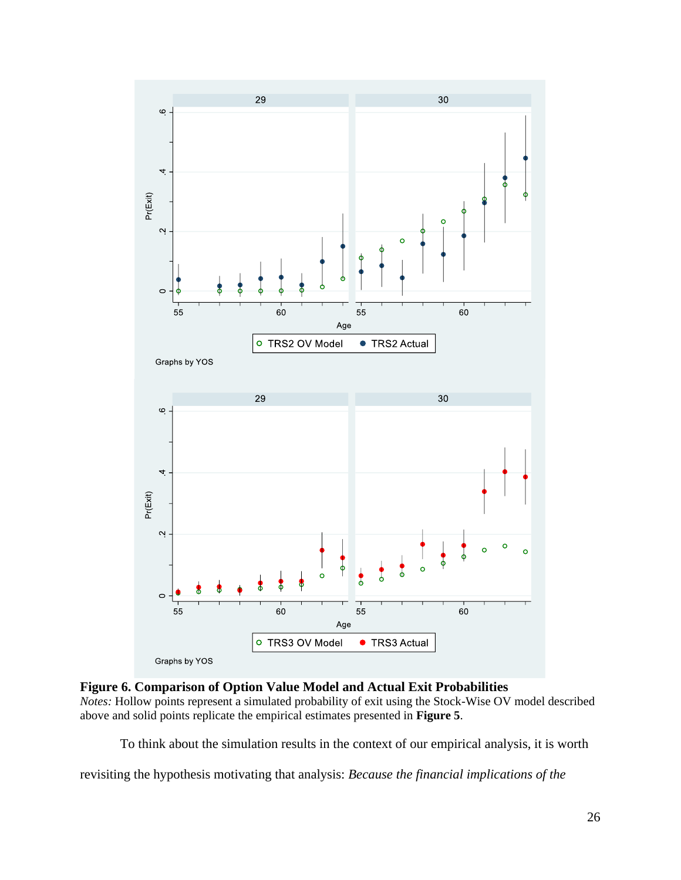**Figure 6. Comparison of Option Value Model and Actual Exit Probabilities**
*Notes:* Hollow points represent a simulated probability of exit using the Stock-Wise OV model described above and solid points replicate the empirical estimates presented in **Figure 5**.

To think about the simulation results in the context of our empirical analysis, it is worth revisiting the hypothesis motivating that analysis: *Because the financial implications of the*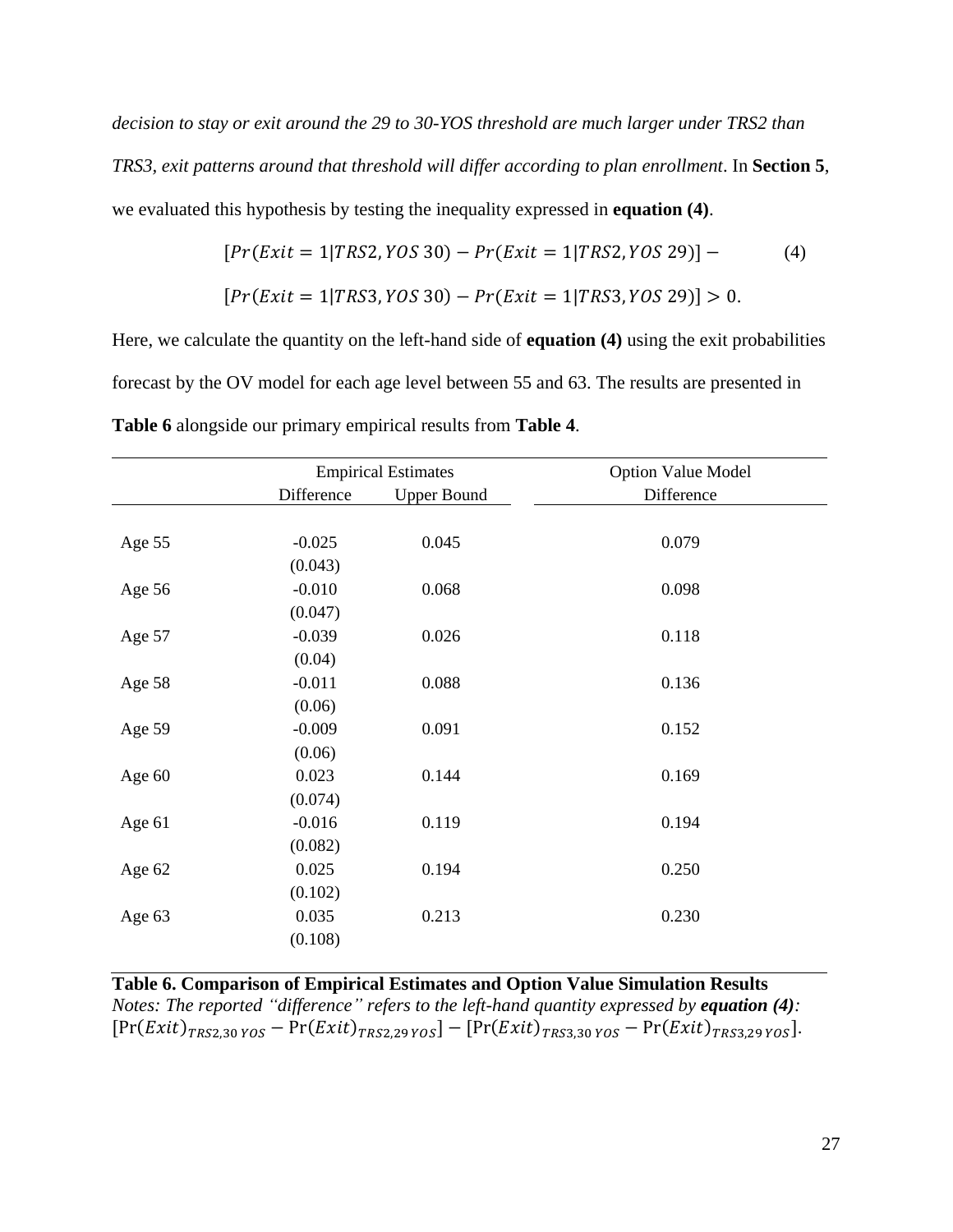*decision to stay or exit around the 29 to 30-YOS threshold are much larger under TRS2 than TRS3, exit patterns around that threshold will differ according to plan enrollment*. In **Section 5**, we evaluated this hypothesis by testing the inequality expressed in **equation (4)**.

$$[Pr(Exit = 1|TRS2, YOS\ 30) - Pr(Exit = 1|TRS2, YOS\ 29)] - \quad (4)$$
$$[Pr(Exit = 1|TRS3, YOS\ 30) - Pr(Exit = 1|TRS3, YOS\ 29)] > 0.$$

Here, we calculate the quantity on the left-hand side of **equation (4)** using the exit probabilities forecast by the OV model for each age level between 55 and 63. The results are presented in **Table 6** alongside our primary empirical results from **Table 4**.

| | Empirical Estimates | | Option Value Model |
|---|---|---|---|
| | Difference | Upper Bound | Difference |
| Age 55 | -0.025 | 0.045 | 0.079 |
| | (0.043) | | |
| Age 56 | -0.010 | 0.068 | 0.098 |
| | (0.047) | | |
| Age 57 | -0.039 | 0.026 | 0.118 |
| | (0.04) | | |
| Age 58 | -0.011 | 0.088 | 0.136 |
| | (0.06) | | |
| Age 59 | -0.009 | 0.091 | 0.152 |
| | (0.06) | | |
| Age 60 | 0.023 | 0.144 | 0.169 |
| | (0.074) | | |
| Age 61 | -0.016 | 0.119 | 0.194 |
| | (0.082) | | |
| Age 62 | 0.025 | 0.194 | 0.250 |
| | (0.102) | | |
| Age 63 | 0.035 | 0.213 | 0.230 |
| | (0.108) | | |

**Table 6. Comparison of Empirical Estimates and Option Value Simulation Results**
*Notes: The reported "difference" refers to the left-hand quantity expressed by **equation (4)**:* $[\Pr(Exit)_{TRS2,30\,YOS} - \Pr(Exit)_{TRS2,29\,YOS}] - [\Pr(Exit)_{TRS3,30\,YOS} - \Pr(Exit)_{TRS3,29\,YOS}]$.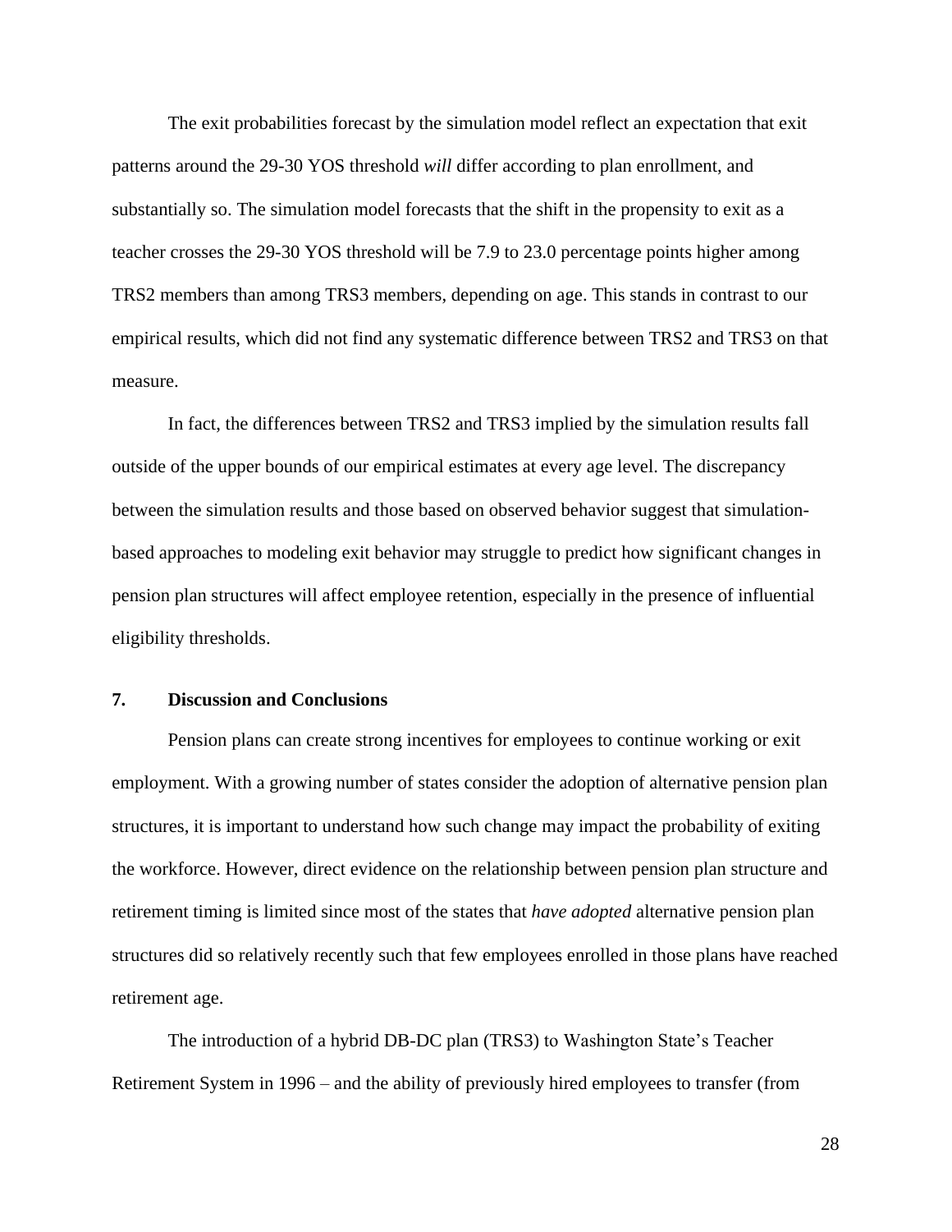The exit probabilities forecast by the simulation model reflect an expectation that exit patterns around the 29-30 YOS threshold *will* differ according to plan enrollment, and substantially so. The simulation model forecasts that the shift in the propensity to exit as a teacher crosses the 29-30 YOS threshold will be 7.9 to 23.0 percentage points higher among TRS2 members than among TRS3 members, depending on age. This stands in contrast to our empirical results, which did not find any systematic difference between TRS2 and TRS3 on that measure.

In fact, the differences between TRS2 and TRS3 implied by the simulation results fall outside of the upper bounds of our empirical estimates at every age level. The discrepancy between the simulation results and those based on observed behavior suggest that simulation-based approaches to modeling exit behavior may struggle to predict how significant changes in pension plan structures will affect employee retention, especially in the presence of influential eligibility thresholds.

## 7. Discussion and Conclusions

Pension plans can create strong incentives for employees to continue working or exit employment. With a growing number of states consider the adoption of alternative pension plan structures, it is important to understand how such change may impact the probability of exiting the workforce. However, direct evidence on the relationship between pension plan structure and retirement timing is limited since most of the states that *have adopted* alternative pension plan structures did so relatively recently such that few employees enrolled in those plans have reached retirement age.

The introduction of a hybrid DB-DC plan (TRS3) to Washington State's Teacher Retirement System in 1996 – and the ability of previously hired employees to transfer (from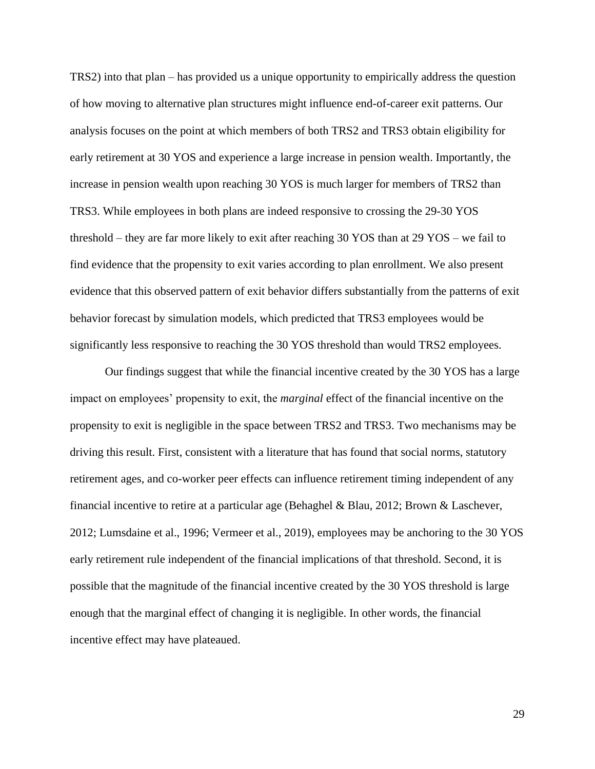TRS2) into that plan – has provided us a unique opportunity to empirically address the question of how moving to alternative plan structures might influence end-of-career exit patterns. Our analysis focuses on the point at which members of both TRS2 and TRS3 obtain eligibility for early retirement at 30 YOS and experience a large increase in pension wealth. Importantly, the increase in pension wealth upon reaching 30 YOS is much larger for members of TRS2 than TRS3. While employees in both plans are indeed responsive to crossing the 29-30 YOS threshold – they are far more likely to exit after reaching 30 YOS than at 29 YOS – we fail to find evidence that the propensity to exit varies according to plan enrollment. We also present evidence that this observed pattern of exit behavior differs substantially from the patterns of exit behavior forecast by simulation models, which predicted that TRS3 employees would be significantly less responsive to reaching the 30 YOS threshold than would TRS2 employees.

Our findings suggest that while the financial incentive created by the 30 YOS has a large impact on employees' propensity to exit, the *marginal* effect of the financial incentive on the propensity to exit is negligible in the space between TRS2 and TRS3. Two mechanisms may be driving this result. First, consistent with a literature that has found that social norms, statutory retirement ages, and co-worker peer effects can influence retirement timing independent of any financial incentive to retire at a particular age (Behaghel & Blau, 2012; Brown & Laschever, 2012; Lumsdaine et al., 1996; Vermeer et al., 2019), employees may be anchoring to the 30 YOS early retirement rule independent of the financial implications of that threshold. Second, it is possible that the magnitude of the financial incentive created by the 30 YOS threshold is large enough that the marginal effect of changing it is negligible. In other words, the financial incentive effect may have plateaued.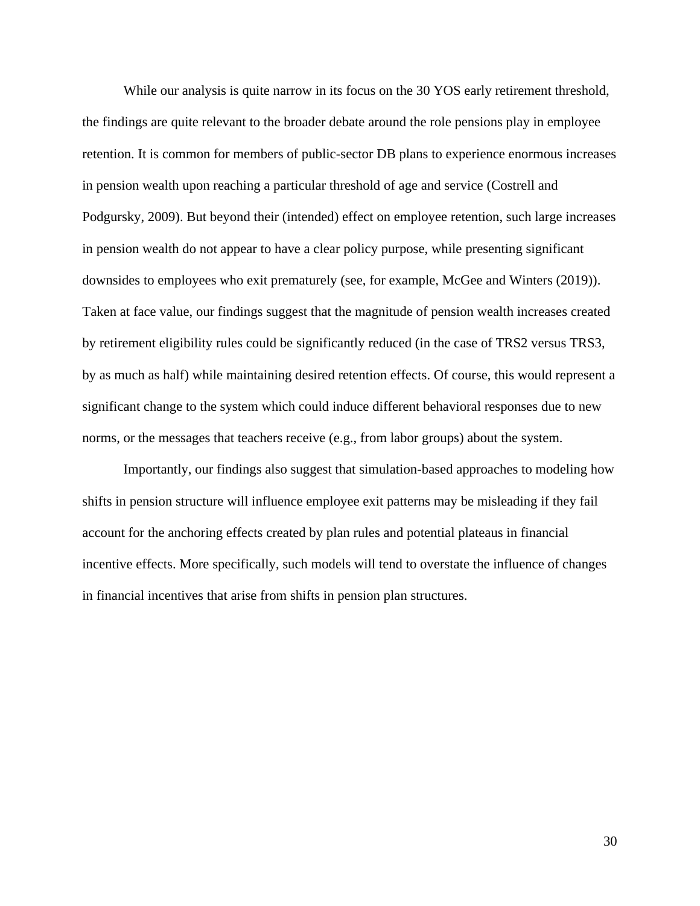While our analysis is quite narrow in its focus on the 30 YOS early retirement threshold, the findings are quite relevant to the broader debate around the role pensions play in employee retention. It is common for members of public-sector DB plans to experience enormous increases in pension wealth upon reaching a particular threshold of age and service (Costrell and Podgursky, 2009). But beyond their (intended) effect on employee retention, such large increases in pension wealth do not appear to have a clear policy purpose, while presenting significant downsides to employees who exit prematurely (see, for example, McGee and Winters (2019)). Taken at face value, our findings suggest that the magnitude of pension wealth increases created by retirement eligibility rules could be significantly reduced (in the case of TRS2 versus TRS3, by as much as half) while maintaining desired retention effects. Of course, this would represent a significant change to the system which could induce different behavioral responses due to new norms, or the messages that teachers receive (e.g., from labor groups) about the system.

Importantly, our findings also suggest that simulation-based approaches to modeling how shifts in pension structure will influence employee exit patterns may be misleading if they fail account for the anchoring effects created by plan rules and potential plateaus in financial incentive effects. More specifically, such models will tend to overstate the influence of changes in financial incentives that arise from shifts in pension plan structures.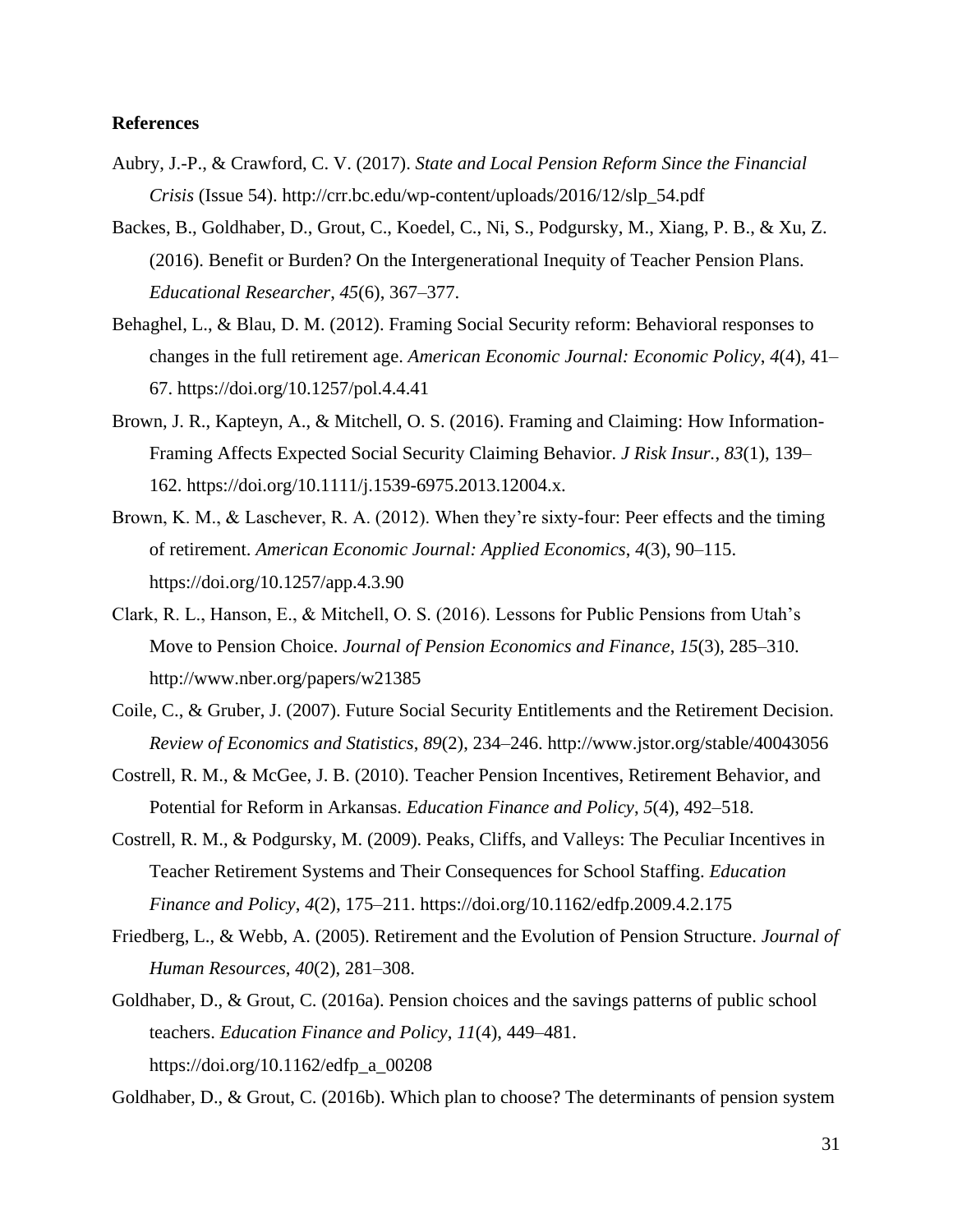## References

Aubry, J.-P., & Crawford, C. V. (2017). *State and Local Pension Reform Since the Financial Crisis* (Issue 54). http://crr.bc.edu/wp-content/uploads/2016/12/slp_54.pdf

Backes, B., Goldhaber, D., Grout, C., Koedel, C., Ni, S., Podgursky, M., Xiang, P. B., & Xu, Z. (2016). Benefit or Burden? On the Intergenerational Inequity of Teacher Pension Plans. *Educational Researcher*, *45*(6), 367–377.

Behaghel, L., & Blau, D. M. (2012). Framing Social Security reform: Behavioral responses to changes in the full retirement age. *American Economic Journal: Economic Policy*, *4*(4), 41–67. https://doi.org/10.1257/pol.4.4.41

Brown, J. R., Kapteyn, A., & Mitchell, O. S. (2016). Framing and Claiming: How Information-Framing Affects Expected Social Security Claiming Behavior. *J Risk Insur.*, *83*(1), 139–162. https://doi.org/10.1111/j.1539-6975.2013.12004.x.

Brown, K. M., & Laschever, R. A. (2012). When they're sixty-four: Peer effects and the timing of retirement. *American Economic Journal: Applied Economics*, *4*(3), 90–115. https://doi.org/10.1257/app.4.3.90

Clark, R. L., Hanson, E., & Mitchell, O. S. (2016). Lessons for Public Pensions from Utah's Move to Pension Choice. *Journal of Pension Economics and Finance*, *15*(3), 285–310. http://www.nber.org/papers/w21385

Coile, C., & Gruber, J. (2007). Future Social Security Entitlements and the Retirement Decision. *Review of Economics and Statistics*, *89*(2), 234–246. http://www.jstor.org/stable/40043056

Costrell, R. M., & McGee, J. B. (2010). Teacher Pension Incentives, Retirement Behavior, and Potential for Reform in Arkansas. *Education Finance and Policy*, *5*(4), 492–518.

Costrell, R. M., & Podgursky, M. (2009). Peaks, Cliffs, and Valleys: The Peculiar Incentives in Teacher Retirement Systems and Their Consequences for School Staffing. *Education Finance and Policy*, *4*(2), 175–211. https://doi.org/10.1162/edfp.2009.4.2.175

Friedberg, L., & Webb, A. (2005). Retirement and the Evolution of Pension Structure. *Journal of Human Resources*, *40*(2), 281–308.

Goldhaber, D., & Grout, C. (2016a). Pension choices and the savings patterns of public school teachers. *Education Finance and Policy*, *11*(4), 449–481. https://doi.org/10.1162/edfp_a_00208

Goldhaber, D., & Grout, C. (2016b). Which plan to choose? The determinants of pension system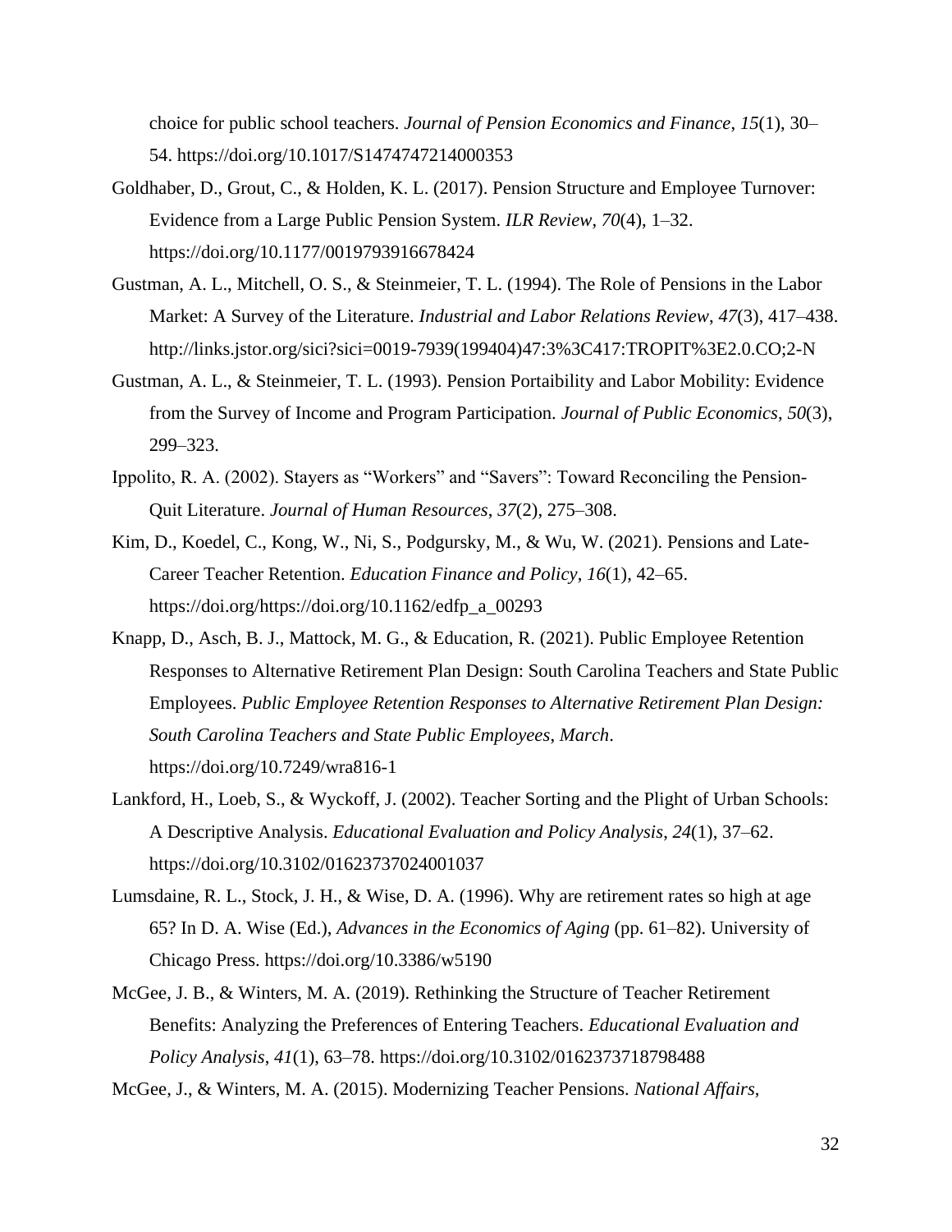choice for public school teachers. *Journal of Pension Economics and Finance*, *15*(1), 30–54. https://doi.org/10.1017/S1474747214000353

Goldhaber, D., Grout, C., & Holden, K. L. (2017). Pension Structure and Employee Turnover: Evidence from a Large Public Pension System. *ILR Review*, *70*(4), 1–32. https://doi.org/10.1177/0019793916678424

Gustman, A. L., Mitchell, O. S., & Steinmeier, T. L. (1994). The Role of Pensions in the Labor Market: A Survey of the Literature. *Industrial and Labor Relations Review*, *47*(3), 417–438. http://links.jstor.org/sici?sici=0019-7939(199404)47:3%3C417:TROPIT%3E2.0.CO;2-N

Gustman, A. L., & Steinmeier, T. L. (1993). Pension Portaibility and Labor Mobility: Evidence from the Survey of Income and Program Participation. *Journal of Public Economics*, *50*(3), 299–323.

Ippolito, R. A. (2002). Stayers as "Workers" and "Savers": Toward Reconciling the Pension-Quit Literature. *Journal of Human Resources*, *37*(2), 275–308.

Kim, D., Koedel, C., Kong, W., Ni, S., Podgursky, M., & Wu, W. (2021). Pensions and Late-Career Teacher Retention. *Education Finance and Policy*, *16*(1), 42–65. https://doi.org/https://doi.org/10.1162/edfp_a_00293

Knapp, D., Asch, B. J., Mattock, M. G., & Education, R. (2021). Public Employee Retention Responses to Alternative Retirement Plan Design: South Carolina Teachers and State Public Employees. *Public Employee Retention Responses to Alternative Retirement Plan Design: South Carolina Teachers and State Public Employees*, *March*. https://doi.org/10.7249/wra816-1

Lankford, H., Loeb, S., & Wyckoff, J. (2002). Teacher Sorting and the Plight of Urban Schools: A Descriptive Analysis. *Educational Evaluation and Policy Analysis*, *24*(1), 37–62. https://doi.org/10.3102/01623737024001037

Lumsdaine, R. L., Stock, J. H., & Wise, D. A. (1996). Why are retirement rates so high at age 65? In D. A. Wise (Ed.), *Advances in the Economics of Aging* (pp. 61–82). University of Chicago Press. https://doi.org/10.3386/w5190

McGee, J. B., & Winters, M. A. (2019). Rethinking the Structure of Teacher Retirement Benefits: Analyzing the Preferences of Entering Teachers. *Educational Evaluation and Policy Analysis*, *41*(1), 63–78. https://doi.org/10.3102/0162373718798488

McGee, J., & Winters, M. A. (2015). Modernizing Teacher Pensions. *National Affairs*,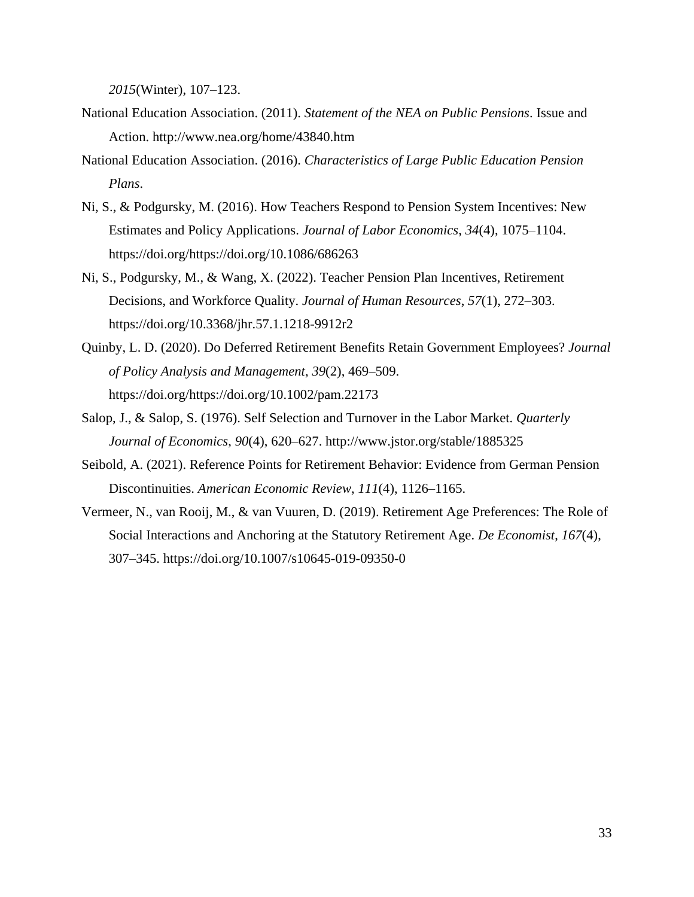*2015*(Winter), 107–123.

National Education Association. (2011). *Statement of the NEA on Public Pensions*. Issue and Action. http://www.nea.org/home/43840.htm

National Education Association. (2016). *Characteristics of Large Public Education Pension Plans*.

Ni, S., & Podgursky, M. (2016). How Teachers Respond to Pension System Incentives: New Estimates and Policy Applications. *Journal of Labor Economics*, *34*(4), 1075–1104. https://doi.org/https://doi.org/10.1086/686263

Ni, S., Podgursky, M., & Wang, X. (2022). Teacher Pension Plan Incentives, Retirement Decisions, and Workforce Quality. *Journal of Human Resources*, *57*(1), 272–303. https://doi.org/10.3368/jhr.57.1.1218-9912r2

Quinby, L. D. (2020). Do Deferred Retirement Benefits Retain Government Employees? *Journal of Policy Analysis and Management*, *39*(2), 469–509. https://doi.org/https://doi.org/10.1002/pam.22173

Salop, J., & Salop, S. (1976). Self Selection and Turnover in the Labor Market. *Quarterly Journal of Economics*, *90*(4), 620–627. http://www.jstor.org/stable/1885325

Seibold, A. (2021). Reference Points for Retirement Behavior: Evidence from German Pension Discontinuities. *American Economic Review*, *111*(4), 1126–1165.

Vermeer, N., van Rooij, M., & van Vuuren, D. (2019). Retirement Age Preferences: The Role of Social Interactions and Anchoring at the Statutory Retirement Age. *De Economist*, *167*(4), 307–345. https://doi.org/10.1007/s10645-019-09350-0